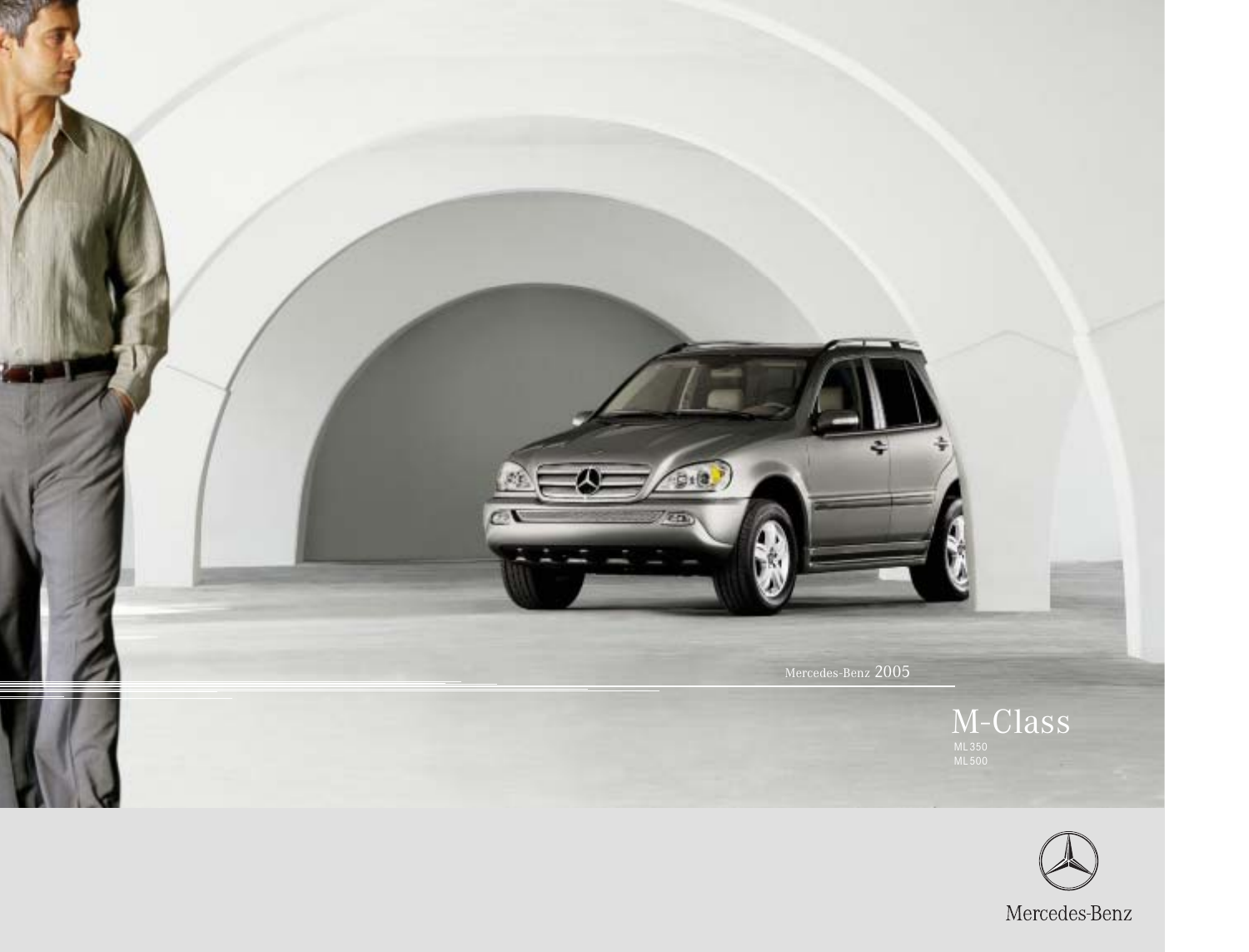Mercedes-Benz 2005

# M-Class

ML350
ML500

Mercedes-Benz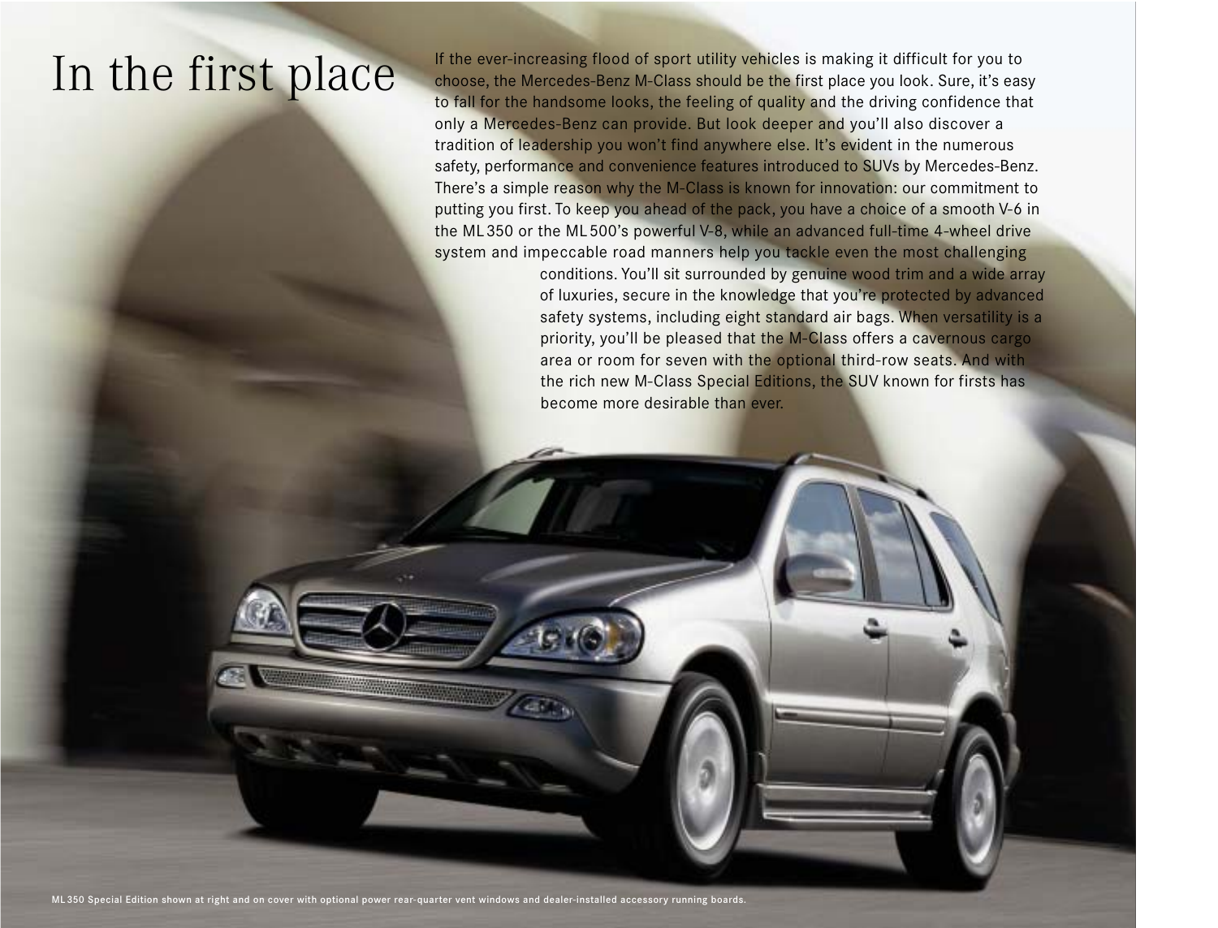# In the first place

If the ever-increasing flood of sport utility vehicles is making it difficult for you to choose, the Mercedes-Benz M-Class should be the first place you look. Sure, it's easy to fall for the handsome looks, the feeling of quality and the driving confidence that only a Mercedes-Benz can provide. But look deeper and you'll also discover a tradition of leadership you won't find anywhere else. It's evident in the numerous safety, performance and convenience features introduced to SUVs by Mercedes-Benz. There's a simple reason why the M-Class is known for innovation: our commitment to putting you first. To keep you ahead of the pack, you have a choice of a smooth V-6 in the ML 350 or the ML 500's powerful V-8, while an advanced full-time 4-wheel drive system and impeccable road manners help you tackle even the most challenging conditions. You'll sit surrounded by genuine wood trim and a wide array of luxuries, secure in the knowledge that you're protected by advanced safety systems, including eight standard air bags. When versatility is a priority, you'll be pleased that the M-Class offers a cavernous cargo area or room for seven with the optional third-row seats. And with the rich new M-Class Special Editions, the SUV known for firsts has become more desirable than ever.

ML 350 Special Edition shown at right and on cover with optional power rear-quarter vent windows and dealer-installed accessory running boards.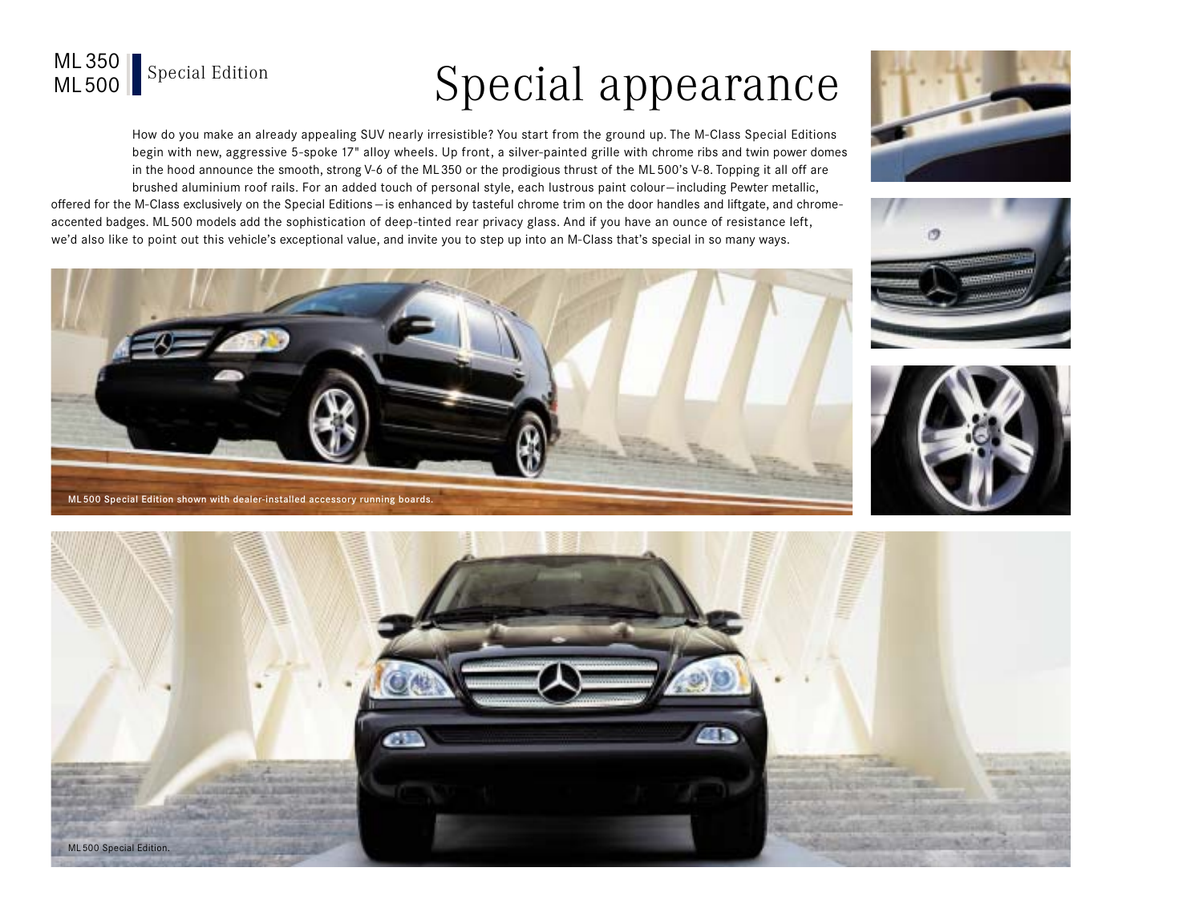ML 350
ML 500

Special Edition

# Special appearance

How do you make an already appealing SUV nearly irresistible? You start from the ground up. The M-Class Special Editions begin with new, aggressive 5-spoke 17" alloy wheels. Up front, a silver-painted grille with chrome ribs and twin power domes in the hood announce the smooth, strong V-6 of the ML 350 or the prodigious thrust of the ML 500's V-8. Topping it all off are brushed aluminium roof rails. For an added touch of personal style, each lustrous paint colour—including Pewter metallic, offered for the M-Class exclusively on the Special Editions—is enhanced by tasteful chrome trim on the door handles and liftgate, and chrome-accented badges. ML 500 models add the sophistication of deep-tinted rear privacy glass. And if you have an ounce of resistance left, we'd also like to point out this vehicle's exceptional value, and invite you to step up into an M-Class that's special in so many ways.

ML 500 Special Edition shown with dealer-installed accessory running boards.

ML 500 Special Edition.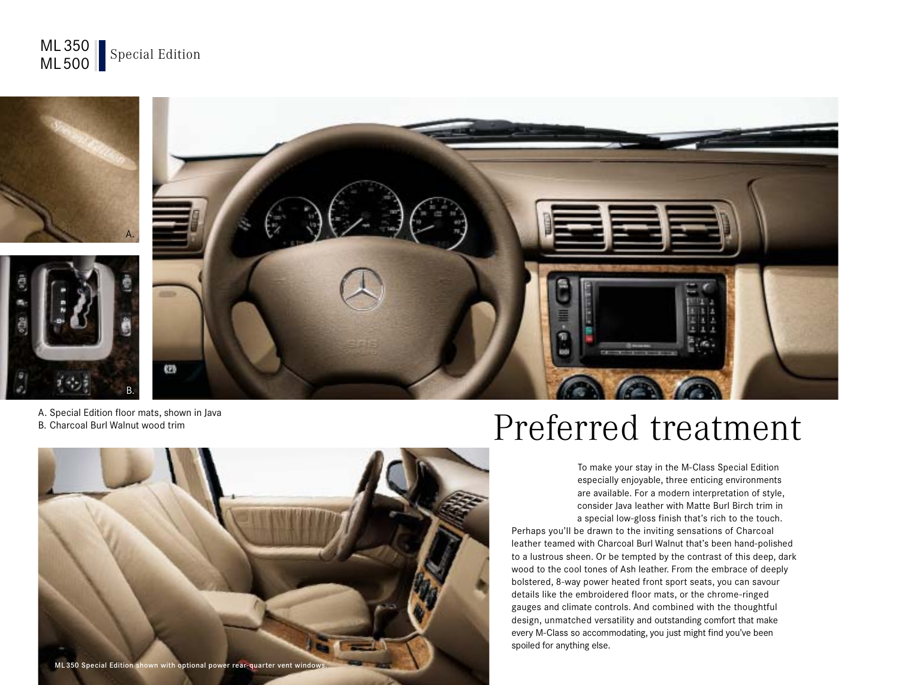ML 350
ML 500

Special Edition

A. Special Edition floor mats, shown in Java
B. Charcoal Burl Walnut wood trim

ML 350 Special Edition shown with optional power rear-quarter vent windows.

# Preferred treatment

To make your stay in the M-Class Special Edition especially enjoyable, three enticing environments are available. For a modern interpretation of style, consider Java leather with Matte Burl Birch trim in a special low-gloss finish that's rich to the touch. Perhaps you'll be drawn to the inviting sensations of Charcoal leather teamed with Charcoal Burl Walnut that's been hand-polished to a lustrous sheen. Or be tempted by the contrast of this deep, dark wood to the cool tones of Ash leather. From the embrace of deeply bolstered, 8-way power heated front sport seats, you can savour details like the embroidered floor mats, or the chrome-ringed gauges and climate controls. And combined with the thoughtful design, unmatched versatility and outstanding comfort that make every M-Class so accommodating, you just might find you've been spoiled for anything else.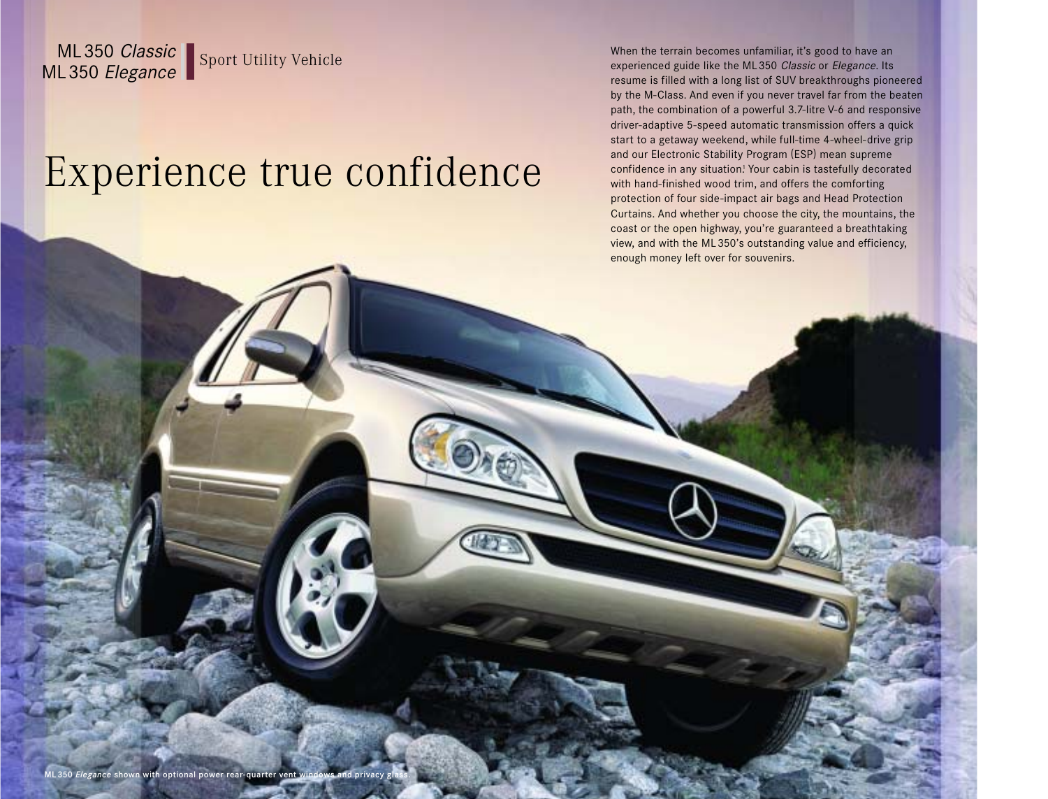ML 350 *Classic*
ML 350 *Elegance*

Sport Utility Vehicle

# Experience true confidence

When the terrain becomes unfamiliar, it's good to have an experienced guide like the ML 350 *Classic* or *Elegance*. Its resume is filled with a long list of SUV breakthroughs pioneered by the M-Class. And even if you never travel far from the beaten path, the combination of a powerful 3.7-litre V-6 and responsive driver-adaptive 5-speed automatic transmission offers a quick start to a getaway weekend, while full-time 4-wheel-drive grip and our Electronic Stability Program (ESP) mean supreme confidence in any situation[1] Your cabin is tastefully decorated with hand-finished wood trim, and offers the comforting protection of four side-impact air bags and Head Protection Curtains. And whether you choose the city, the mountains, the coast or the open highway, you're guaranteed a breathtaking view, and with the ML 350's outstanding value and efficiency, enough money left over for souvenirs.

ML 350 *Elegance* shown with optional power rear-quarter vent windows and privacy glass.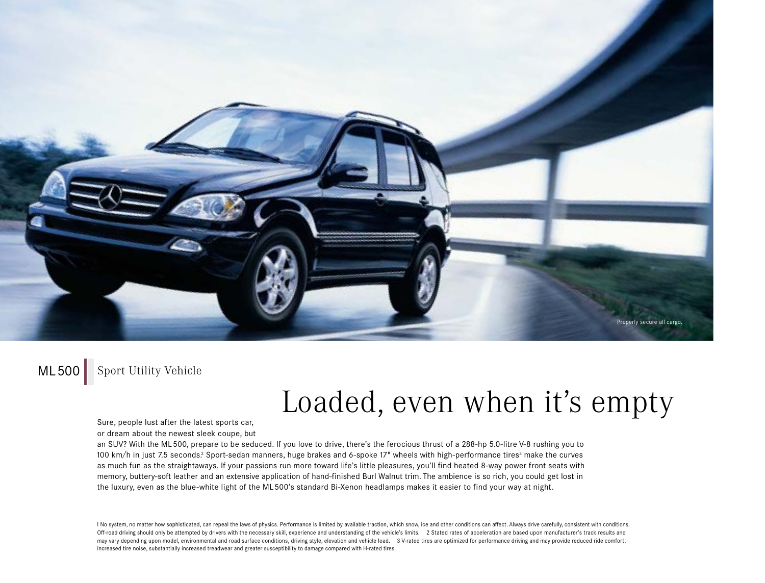Properly secure all cargo.

ML 500 | Sport Utility Vehicle

# Loaded, even when it's empty

Sure, people lust after the latest sports car, or dream about the newest sleek coupe, but an SUV? With the ML 500, prepare to be seduced. If you love to drive, there's the ferocious thrust of a 288-hp 5.0-litre V-8 rushing you to 100 km/h in just 7.5 seconds.[2] Sport-sedan manners, huge brakes and 6-spoke 17" wheels with high-performance tires[3] make the curves as much fun as the straightaways. If your passions run more toward life's little pleasures, you'll find heated 8-way power front seats with memory, buttery-soft leather and an extensive application of hand-finished Burl Walnut trim. The ambience is so rich, you could get lost in the luxury, even as the blue-white light of the ML 500's standard Bi-Xenon headlamps makes it easier to find your way at night.

1 No system, no matter how sophisticated, can repeal the laws of physics. Performance is limited by available traction, which snow, ice and other conditions can affect. Always drive carefully, consistent with conditions. Off-road driving should only be attempted by drivers with the necessary skill, experience and understanding of the vehicle's limits. 2 Stated rates of acceleration are based upon manufacturer's track results and may vary depending upon model, environmental and road surface conditions, driving style, elevation and vehicle load. 3 V-rated tires are optimized for performance driving and may provide reduced ride comfort, increased tire noise, substantially increased treadwear and greater susceptibility to damage compared with H-rated tires.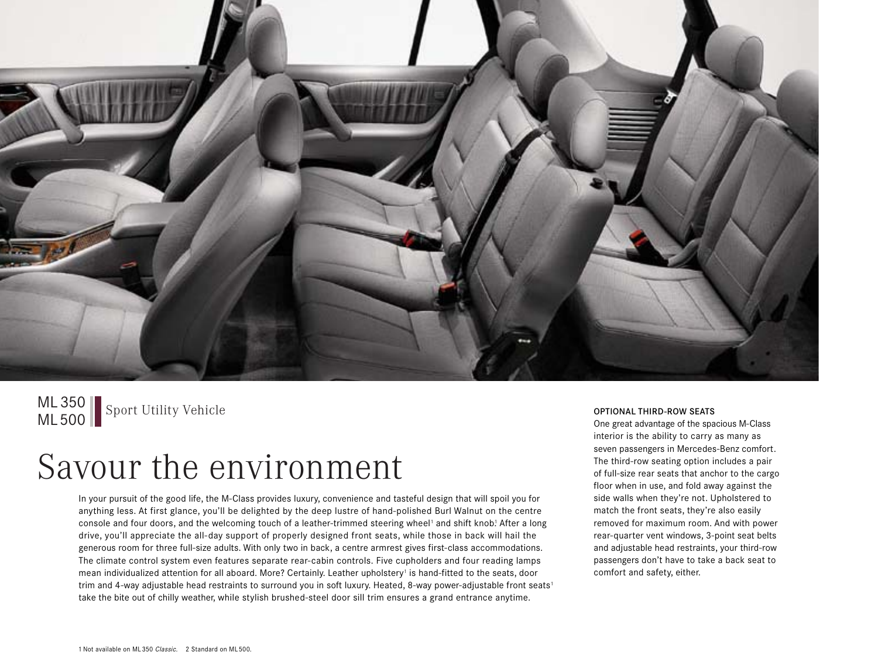ML 350
ML 500

Sport Utility Vehicle

# Savour the environment

In your pursuit of the good life, the M-Class provides luxury, convenience and tasteful design that will spoil you for anything less. At first glance, you'll be delighted by the deep lustre of hand-polished Burl Walnut on the centre console and four doors, and the welcoming touch of a leather-trimmed steering wheel[1] and shift knob[1]. After a long drive, you'll appreciate the all-day support of properly designed front seats, while those in back will hail the generous room for three full-size adults. With only two in back, a centre armrest gives first-class accommodations. The climate control system even features separate rear-cabin controls. Five cupholders and four reading lamps mean individualized attention for all aboard. More? Certainly. Leather upholstery[1] is hand-fitted to the seats, door trim and 4-way adjustable head restraints to surround you in soft luxury. Heated, 8-way power-adjustable front seats[1] take the bite out of chilly weather, while stylish brushed-steel door sill trim ensures a grand entrance anytime.

### OPTIONAL THIRD-ROW SEATS

One great advantage of the spacious M-Class interior is the ability to carry as many as seven passengers in Mercedes-Benz comfort. The third-row seating option includes a pair of full-size rear seats that anchor to the cargo floor when in use, and fold away against the side walls when they're not. Upholstered to match the front seats, they're also easily removed for maximum room. And with power rear-quarter vent windows, 3-point seat belts and adjustable head restraints, your third-row passengers don't have to take a back seat to comfort and safety, either.

1 Not available on ML 350 *Classic*. 2 Standard on ML 500.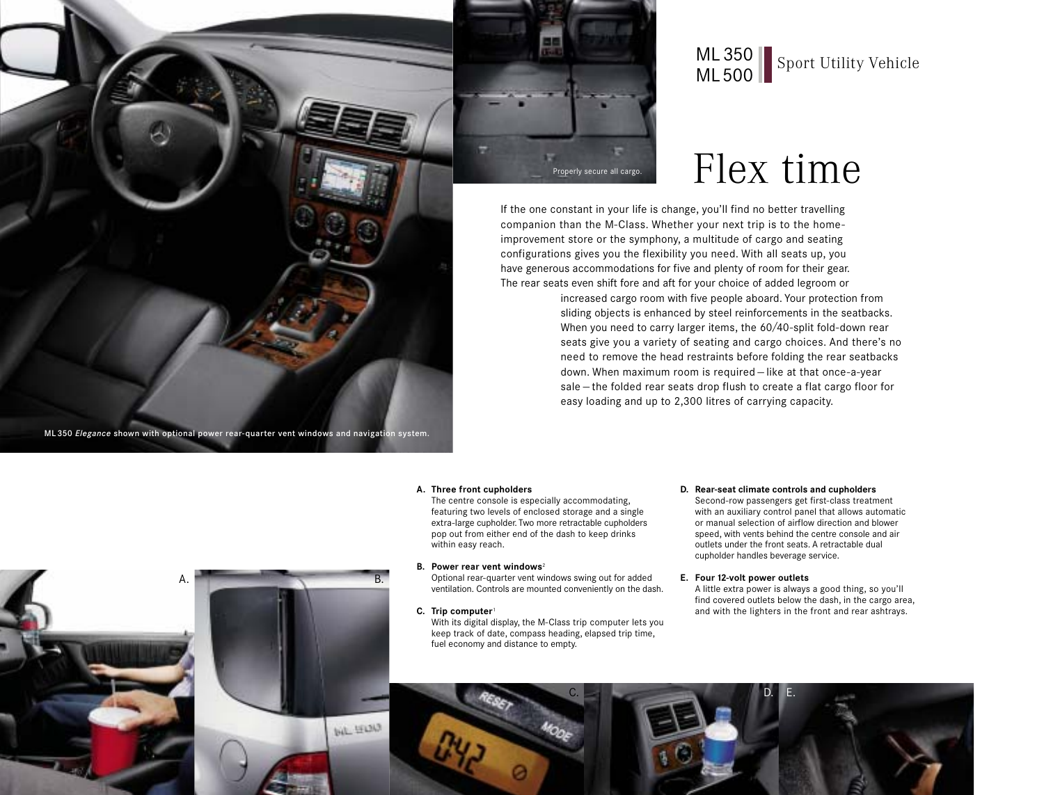ML 350
ML 500

Sport Utility Vehicle

# Flex time

If the one constant in your life is change, you'll find no better travelling companion than the M-Class. Whether your next trip is to the home-improvement store or the symphony, a multitude of cargo and seating configurations gives you the flexibility you need. With all seats up, you have generous accommodations for five and plenty of room for their gear. The rear seats even shift fore and aft for your choice of added legroom or increased cargo room with five people aboard. Your protection from sliding objects is enhanced by steel reinforcements in the seatbacks. When you need to carry larger items, the 60/40-split fold-down rear seats give you a variety of seating and cargo choices. And there's no need to remove the head restraints before folding the rear seatbacks down. When maximum room is required – like at that once-a-year sale – the folded rear seats drop flush to create a flat cargo floor for easy loading and up to 2,300 litres of carrying capacity.

ML 350 *Elegance* shown with optional power rear-quarter vent windows and navigation system.

Properly secure all cargo.

**A. Three front cupholders**
The centre console is especially accommodating, featuring two levels of enclosed storage and a single extra-large cupholder. Two more retractable cupholders pop out from either end of the dash to keep drinks within easy reach.

**B. Power rear vent windows**[2]
Optional rear-quarter vent windows swing out for added ventilation. Controls are mounted conveniently on the dash.

**C. Trip computer**[1]
With its digital display, the M-Class trip computer lets you keep track of date, compass heading, elapsed trip time, fuel economy and distance to empty.

**D. Rear-seat climate controls and cupholders**
Second-row passengers get first-class treatment with an auxiliary control panel that allows automatic or manual selection of airflow direction and blower speed, with vents behind the centre console and air outlets under the front seats. A retractable dual cupholder handles beverage service.

**E. Four 12-volt power outlets**
A little extra power is always a good thing, so you'll find covered outlets below the dash, in the cargo area, and with the lighters in the front and rear ashtrays.

A. B. C. D. E.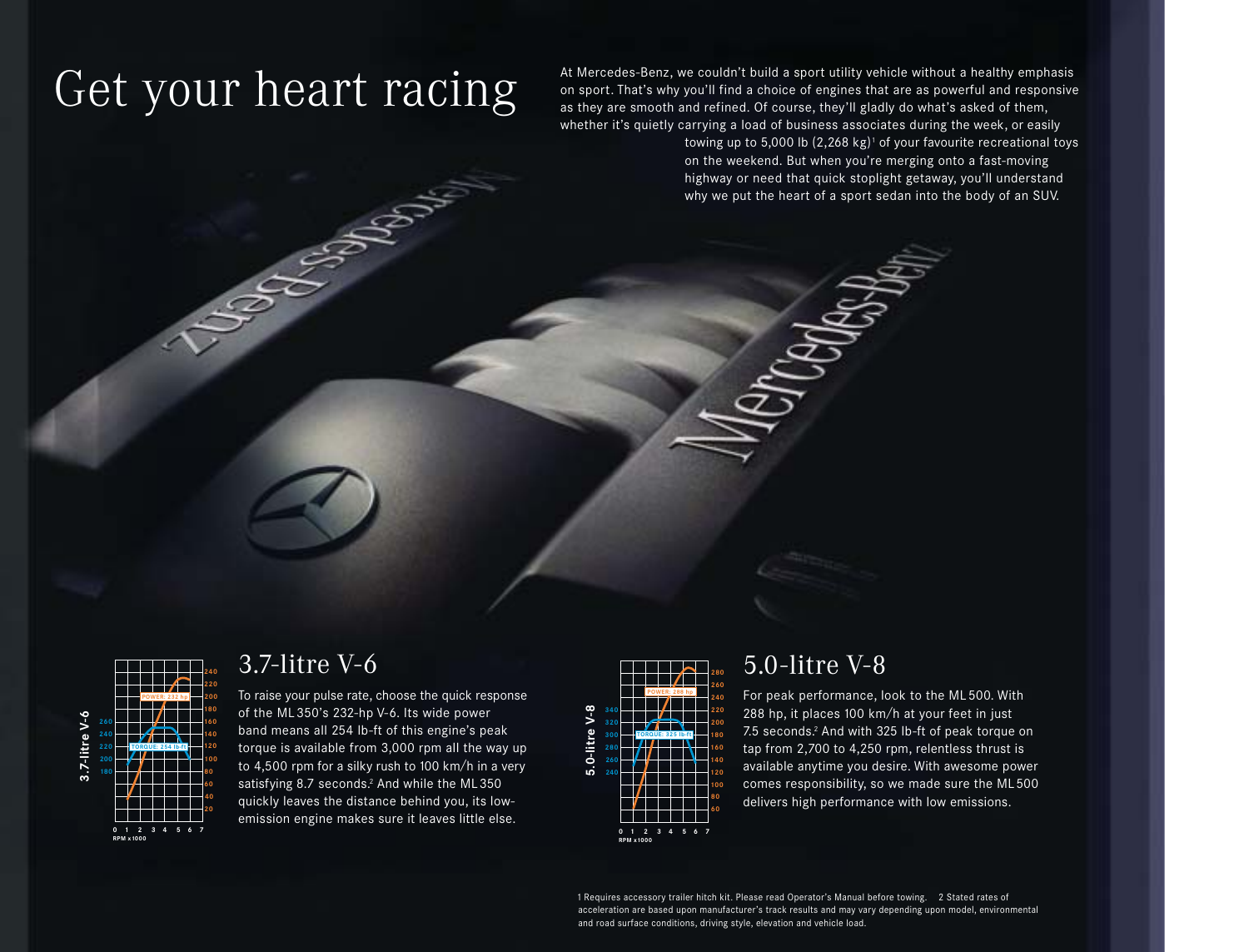# Get your heart racing

At Mercedes-Benz, we couldn't build a sport utility vehicle without a healthy emphasis on sport. That's why you'll find a choice of engines that are as powerful and responsive as they are smooth and refined. Of course, they'll gladly do what's asked of them, whether it's quietly carrying a load of business associates during the week, or easily towing up to 5,000 lb (2,268 kg)[1] of your favourite recreational toys on the weekend. But when you're merging onto a fast-moving highway or need that quick stoplight getaway, you'll understand why we put the heart of a sport sedan into the body of an SUV.

## 3.7-litre V-6

To raise your pulse rate, choose the quick response of the ML 350's 232-hp V-6. Its wide power band means all 254 lb-ft of this engine's peak torque is available from 3,000 rpm all the way up to 4,500 rpm for a silky rush to 100 km/h in a very satisfying 8.7 seconds.[2] And while the ML 350 quickly leaves the distance behind you, its low-emission engine makes sure it leaves little else.

## 5.0-litre V-8

For peak performance, look to the ML 500. With 288 hp, it places 100 km/h at your feet in just 7.5 seconds.[2] And with 325 lb-ft of peak torque on tap from 2,700 to 4,250 rpm, relentless thrust is available anytime you desire. With awesome power comes responsibility, so we made sure the ML 500 delivers high performance with low emissions.

1 Requires accessory trailer hitch kit. Please read Operator's Manual before towing. 2 Stated rates of acceleration are based upon manufacturer's track results and may vary depending upon model, environmental and road surface conditions, driving style, elevation and vehicle load.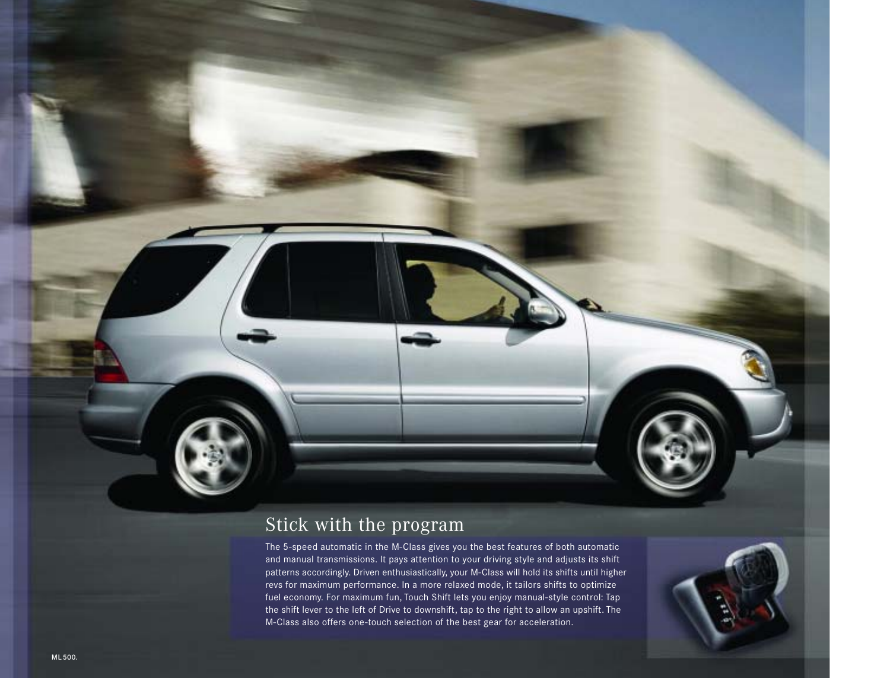## Stick with the program

The 5-speed automatic in the M-Class gives you the best features of both automatic and manual transmissions. It pays attention to your driving style and adjusts its shift patterns accordingly. Driven enthusiastically, your M-Class will hold its shifts until higher revs for maximum performance. In a more relaxed mode, it tailors shifts to optimize fuel economy. For maximum fun, Touch Shift lets you enjoy manual-style control: Tap the shift lever to the left of Drive to downshift, tap to the right to allow an upshift. The M-Class also offers one-touch selection of the best gear for acceleration.

ML 500.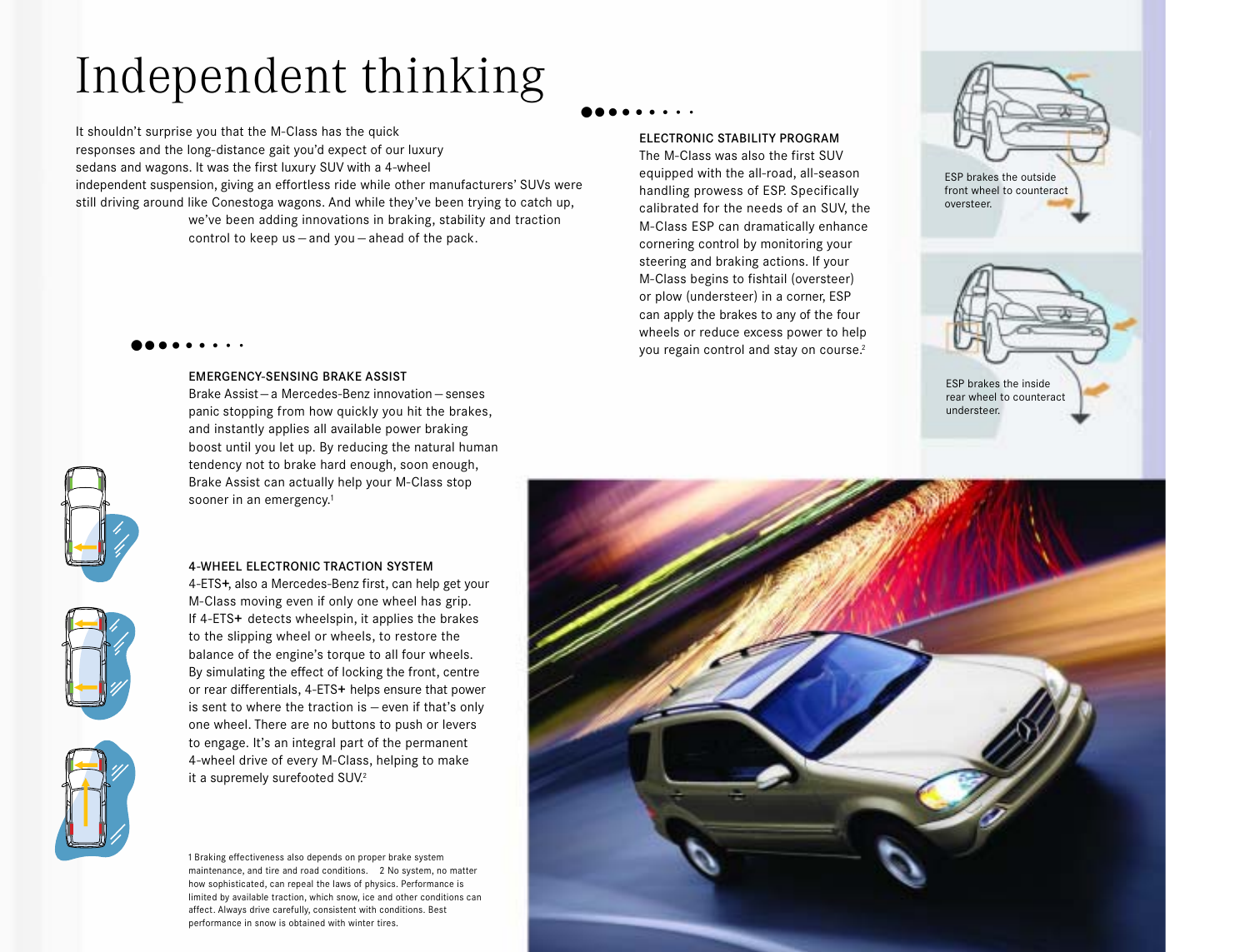# Independent thinking

It shouldn't surprise you that the M-Class has the quick responses and the long-distance gait you'd expect of our luxury sedans and wagons. It was the first luxury SUV with a 4-wheel independent suspension, giving an effortless ride while other manufacturers' SUVs were still driving around like Conestoga wagons. And while they've been trying to catch up, we've been adding innovations in braking, stability and traction control to keep us – and you – ahead of the pack.

### EMERGENCY-SENSING BRAKE ASSIST

Brake Assist – a Mercedes-Benz innovation – senses panic stopping from how quickly you hit the brakes, and instantly applies all available power braking boost until you let up. By reducing the natural human tendency not to brake hard enough, soon enough, Brake Assist can actually help your M-Class stop sooner in an emergency.[1]

### 4-WHEEL ELECTRONIC TRACTION SYSTEM

4-ETS**+**, also a Mercedes-Benz first, can help get your M-Class moving even if only one wheel has grip. If 4-ETS**+** detects wheelspin, it applies the brakes to the slipping wheel or wheels, to restore the balance of the engine's torque to all four wheels. By simulating the effect of locking the front, centre or rear differentials, 4-ETS**+** helps ensure that power is sent to where the traction is – even if that's only one wheel. There are no buttons to push or levers to engage. It's an integral part of the permanent 4-wheel drive of every M-Class, helping to make it a supremely surefooted SUV.[2]

### ELECTRONIC STABILITY PROGRAM

The M-Class was also the first SUV equipped with the all-road, all-season handling prowess of ESP. Specifically calibrated for the needs of an SUV, the M-Class ESP can dramatically enhance cornering control by monitoring your steering and braking actions. If your M-Class begins to fishtail (oversteer) or plow (understeer) in a corner, ESP can apply the brakes to any of the four wheels or reduce excess power to help you regain control and stay on course.[2]

ESP brakes the outside front wheel to counteract oversteer.

ESP brakes the inside rear wheel to counteract understeer.

1 Braking effectiveness also depends on proper brake system maintenance, and tire and road conditions. 2 No system, no matter how sophisticated, can repeal the laws of physics. Performance is limited by available traction, which snow, ice and other conditions can affect. Always drive carefully, consistent with conditions. Best performance in snow is obtained with winter tires.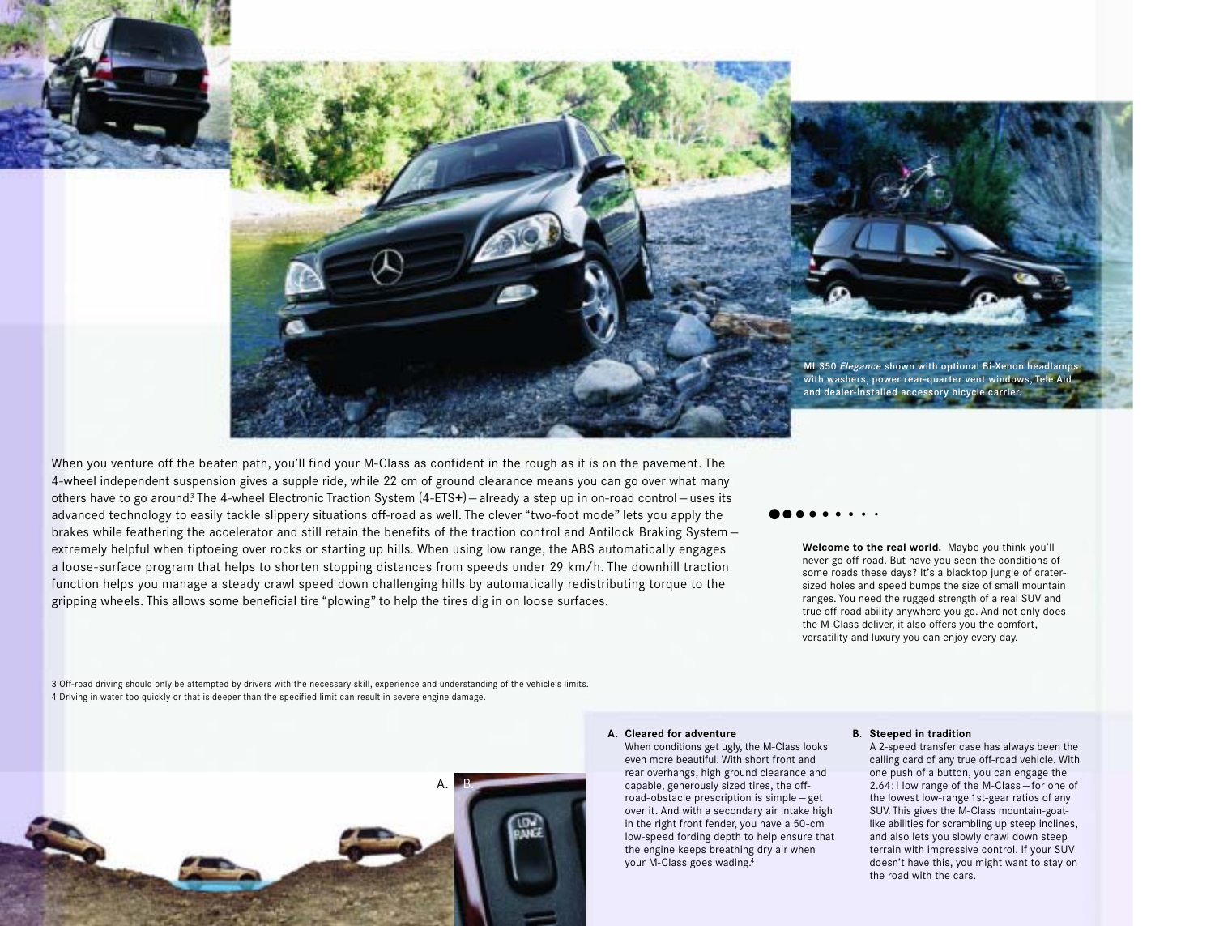ML 350 *Elegance* shown with optional Bi-Xenon headlamps with washers, power rear-quarter vent windows, Tele Aid and dealer-installed accessory bicycle carrier.

When you venture off the beaten path, you'll find your M-Class as confident in the rough as it is on the pavement. The 4-wheel independent suspension gives a supple ride, while 22 cm of ground clearance means you can go over what many others have to go around.[3] The 4-wheel Electronic Traction System (4-ETS+) – already a step up in on-road control – uses its advanced technology to easily tackle slippery situations off-road as well. The clever "two-foot mode" lets you apply the brakes while feathering the accelerator and still retain the benefits of the traction control and Antilock Braking System – extremely helpful when tiptoeing over rocks or starting up hills. When using low range, the ABS automatically engages a loose-surface program that helps to shorten stopping distances from speeds under 29 km/h. The downhill traction function helps you manage a steady crawl speed down challenging hills by automatically redistributing torque to the gripping wheels. This allows some beneficial tire "plowing" to help the tires dig in on loose surfaces.

**Welcome to the real world.** Maybe you think you'll never go off-road. But have you seen the conditions of some roads these days? It's a blacktop jungle of crater-sized holes and speed bumps the size of small mountain ranges. You need the rugged strength of a real SUV and true off-road ability anywhere you go. And not only does the M-Class deliver, it also offers you the comfort, versatility and luxury you can enjoy every day.

3 Off-road driving should only be attempted by drivers with the necessary skill, experience and understanding of the vehicle's limits.
4 Driving in water too quickly or that is deeper than the specified limit can result in severe engine damage.

**A. Cleared for adventure**
When conditions get ugly, the M-Class looks even more beautiful. With short front and rear overhangs, high ground clearance and capable, generously sized tires, the off-road-obstacle prescription is simple – get over it. And with a secondary air intake high in the right front fender, you have a 50-cm low-speed fording depth to help ensure that the engine keeps breathing dry air when your M-Class goes wading.[4]

**B. Steeped in tradition**
A 2-speed transfer case has always been the calling card of any true off-road vehicle. With one push of a button, you can engage the 2.64:1 low range of the M-Class – for one of the lowest low-range 1st-gear ratios of any SUV. This gives the M-Class mountain-goat-like abilities for scrambling up steep inclines, and also lets you slowly crawl down steep terrain with impressive control. If your SUV doesn't have this, you might want to stay on the road with the cars.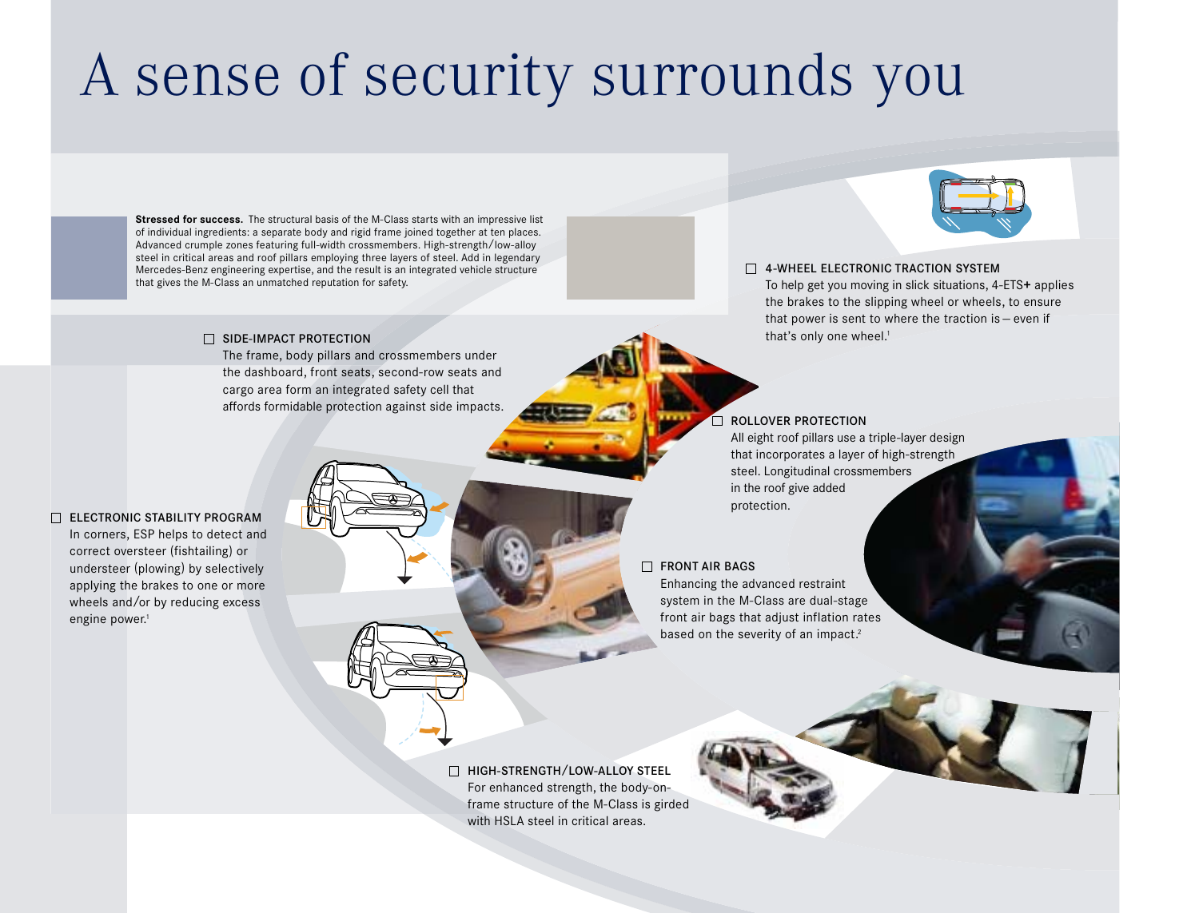# A sense of security surrounds you

**Stressed for success.** The structural basis of the M-Class starts with an impressive list of individual ingredients: a separate body and rigid frame joined together at ten places. Advanced crumple zones featuring full-width crossmembers. High-strength/low-alloy steel in critical areas and roof pillars employing three layers of steel. Add in legendary Mercedes-Benz engineering expertise, and the result is an integrated vehicle structure that gives the M-Class an unmatched reputation for safety.

### 4-WHEEL ELECTRONIC TRACTION SYSTEM

To help get you moving in slick situations, 4-ETS+ applies the brakes to the slipping wheel or wheels, to ensure that power is sent to where the traction is – even if that's only one wheel.[1]

### SIDE-IMPACT PROTECTION

The frame, body pillars and crossmembers under the dashboard, front seats, second-row seats and cargo area form an integrated safety cell that affords formidable protection against side impacts.

### ROLLOVER PROTECTION

All eight roof pillars use a triple-layer design that incorporates a layer of high-strength steel. Longitudinal crossmembers in the roof give added protection.

### ELECTRONIC STABILITY PROGRAM

In corners, ESP helps to detect and correct oversteer (fishtailing) or understeer (plowing) by selectively applying the brakes to one or more wheels and/or by reducing excess engine power.[1]

### FRONT AIR BAGS

Enhancing the advanced restraint system in the M-Class are dual-stage front air bags that adjust inflation rates based on the severity of an impact.[2]

### HIGH-STRENGTH/LOW-ALLOY STEEL

For enhanced strength, the body-on-frame structure of the M-Class is girded with HSLA steel in critical areas.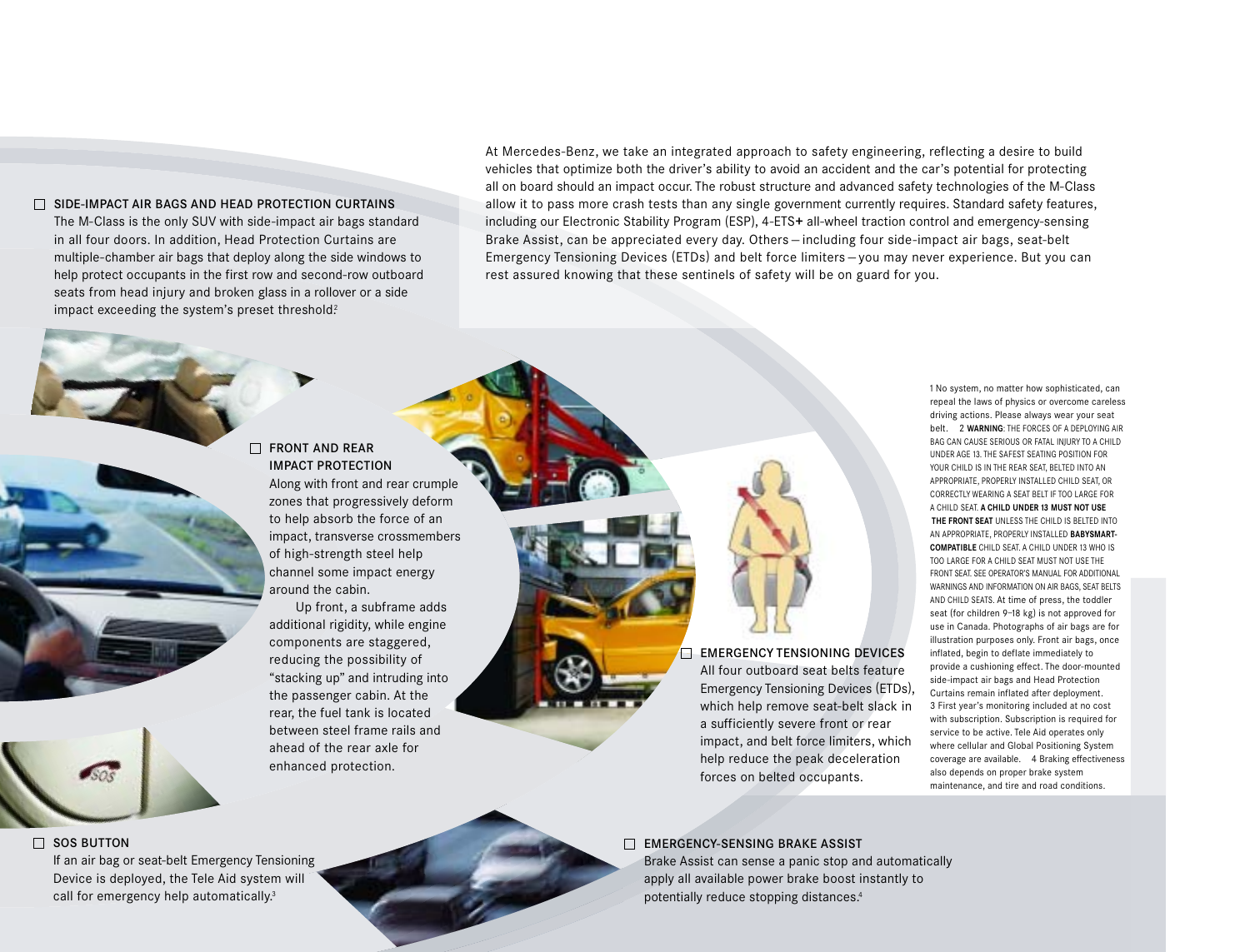At Mercedes-Benz, we take an integrated approach to safety engineering, reflecting a desire to build vehicles that optimize both the driver's ability to avoid an accident and the car's potential for protecting all on board should an impact occur. The robust structure and advanced safety technologies of the M-Class allow it to pass more crash tests than any single government currently requires. Standard safety features, including our Electronic Stability Program (ESP), 4-ETS+ all-wheel traction control and emergency-sensing Brake Assist, can be appreciated every day. Others – including four side-impact air bags, seat-belt Emergency Tensioning Devices (ETDs) and belt force limiters – you may never experience. But you can rest assured knowing that these sentinels of safety will be on guard for you.

### SIDE-IMPACT AIR BAGS AND HEAD PROTECTION CURTAINS

The M-Class is the only SUV with side-impact air bags standard in all four doors. In addition, Head Protection Curtains are multiple-chamber air bags that deploy along the side windows to help protect occupants in the first row and second-row outboard seats from head injury and broken glass in a rollover or a side impact exceeding the system's preset threshold.[2]

### FRONT AND REAR IMPACT PROTECTION

Along with front and rear crumple zones that progressively deform to help absorb the force of an impact, transverse crossmembers of high-strength steel help channel some impact energy around the cabin.

Up front, a subframe adds additional rigidity, while engine components are staggered, reducing the possibility of "stacking up" and intruding into the passenger cabin. At the rear, the fuel tank is located between steel frame rails and ahead of the rear axle for enhanced protection.

### EMERGENCY TENSIONING DEVICES

All four outboard seat belts feature Emergency Tensioning Devices (ETDs), which help remove seat-belt slack in a sufficiently severe front or rear impact, and belt force limiters, which help reduce the peak deceleration forces on belted occupants.

### SOS BUTTON

If an air bag or seat-belt Emergency Tensioning Device is deployed, the Tele Aid system will call for emergency help automatically.[3]

### EMERGENCY-SENSING BRAKE ASSIST

Brake Assist can sense a panic stop and automatically apply all available power brake boost instantly to potentially reduce stopping distances.[4]

1 No system, no matter how sophisticated, can repeal the laws of physics or overcome careless driving actions. Please always wear your seat belt. 2 **WARNING**: THE FORCES OF A DEPLOYING AIR BAG CAN CAUSE SERIOUS OR FATAL INJURY TO A CHILD UNDER AGE 13. THE SAFEST SEATING POSITION FOR YOUR CHILD IS IN THE REAR SEAT, BELTED INTO AN APPROPRIATE, PROPERLY INSTALLED CHILD SEAT, OR CORRECTLY WEARING A SEAT BELT IF TOO LARGE FOR A CHILD SEAT. **A CHILD UNDER 13 MUST NOT USE THE FRONT SEAT** UNLESS THE CHILD IS BELTED INTO AN APPROPRIATE, PROPERLY INSTALLED **BABYSMART-COMPATIBLE** CHILD SEAT. A CHILD UNDER 13 WHO IS TOO LARGE FOR A CHILD SEAT MUST NOT USE THE FRONT SEAT. SEE OPERATOR'S MANUAL FOR ADDITIONAL WARNINGS AND INFORMATION ON AIR BAGS, SEAT BELTS AND CHILD SEATS. At time of press, the toddler seat (for children 9–18 kg) is not approved for use in Canada. Photographs of air bags are for illustration purposes only. Front air bags, once inflated, begin to deflate immediately to provide a cushioning effect. The door-mounted side-impact air bags and Head Protection Curtains remain inflated after deployment. 3 First year's monitoring included at no cost with subscription. Subscription is required for service to be active. Tele Aid operates only where cellular and Global Positioning System coverage are available. 4 Braking effectiveness also depends on proper brake system maintenance, and tire and road conditions.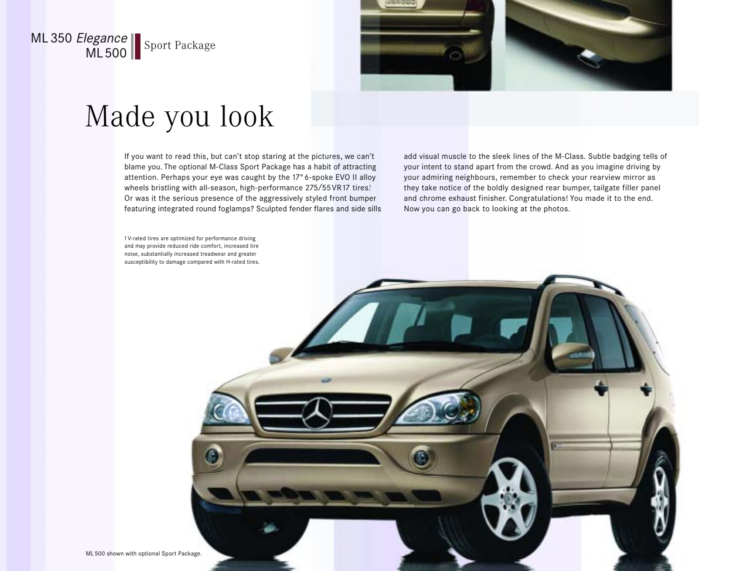ML 350 *Elegance*
ML 500

Sport Package

# Made you look

If you want to read this, but can't stop staring at the pictures, we can't blame you. The optional M-Class Sport Package has a habit of attracting attention. Perhaps your eye was caught by the 17" 6-spoke EVO II alloy wheels bristling with all-season, high-performance 275/55VR17 tires[1] Or was it the serious presence of the aggressively styled front bumper featuring integrated round foglamps? Sculpted fender flares and side sills add visual muscle to the sleek lines of the M-Class. Subtle badging tells of your intent to stand apart from the crowd. And as you imagine driving by your admiring neighbours, remember to check your rearview mirror as they take notice of the boldly designed rear bumper, tailgate filler panel and chrome exhaust finisher. Congratulations! You made it to the end. Now you can go back to looking at the photos.

1 V-rated tires are optimized for performance driving and may provide reduced ride comfort, increased tire noise, substantially increased treadwear and greater susceptibility to damage compared with H-rated tires.

ML 500 shown with optional Sport Package.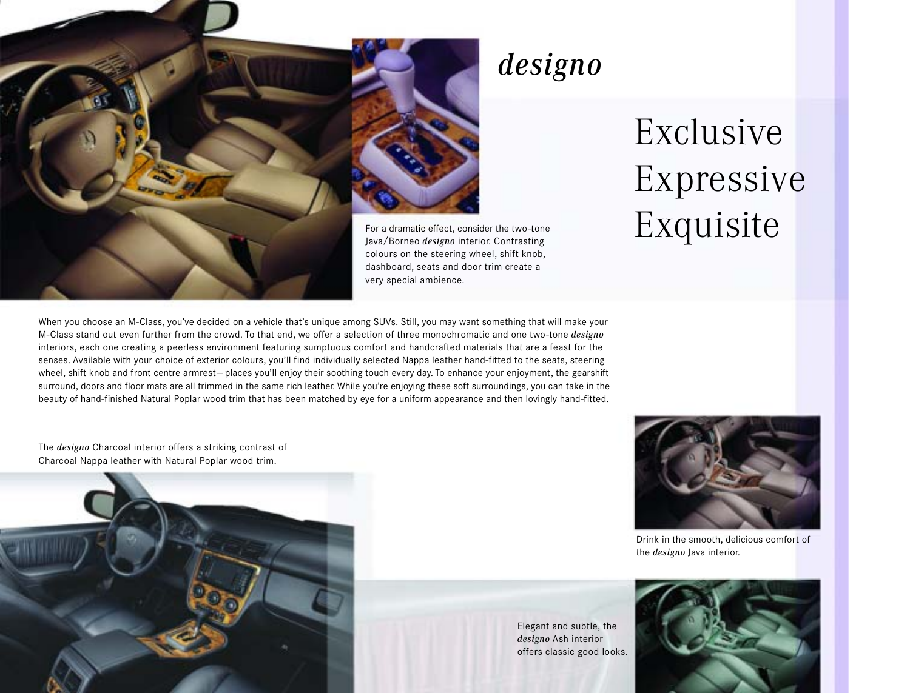# *designo*

## Exclusive
## Expressive
## Exquisite

For a dramatic effect, consider the two-tone Java/Borneo ***designo*** interior. Contrasting colours on the steering wheel, shift knob, dashboard, seats and door trim create a very special ambience.

When you choose an M-Class, you've decided on a vehicle that's unique among SUVs. Still, you may want something that will make your M-Class stand out even further from the crowd. To that end, we offer a selection of three monochromatic and one two-tone ***designo*** interiors, each one creating a peerless environment featuring sumptuous comfort and handcrafted materials that are a feast for the senses. Available with your choice of exterior colours, you'll find individually selected Nappa leather hand-fitted to the seats, steering wheel, shift knob and front centre armrest—places you'll enjoy their soothing touch every day. To enhance your enjoyment, the gearshift surround, doors and floor mats are all trimmed in the same rich leather. While you're enjoying these soft surroundings, you can take in the beauty of hand-finished Natural Poplar wood trim that has been matched by eye for a uniform appearance and then lovingly hand-fitted.

The ***designo*** Charcoal interior offers a striking contrast of Charcoal Nappa leather with Natural Poplar wood trim.

Drink in the smooth, delicious comfort of the ***designo*** Java interior.

Elegant and subtle, the ***designo*** Ash interior offers classic good looks.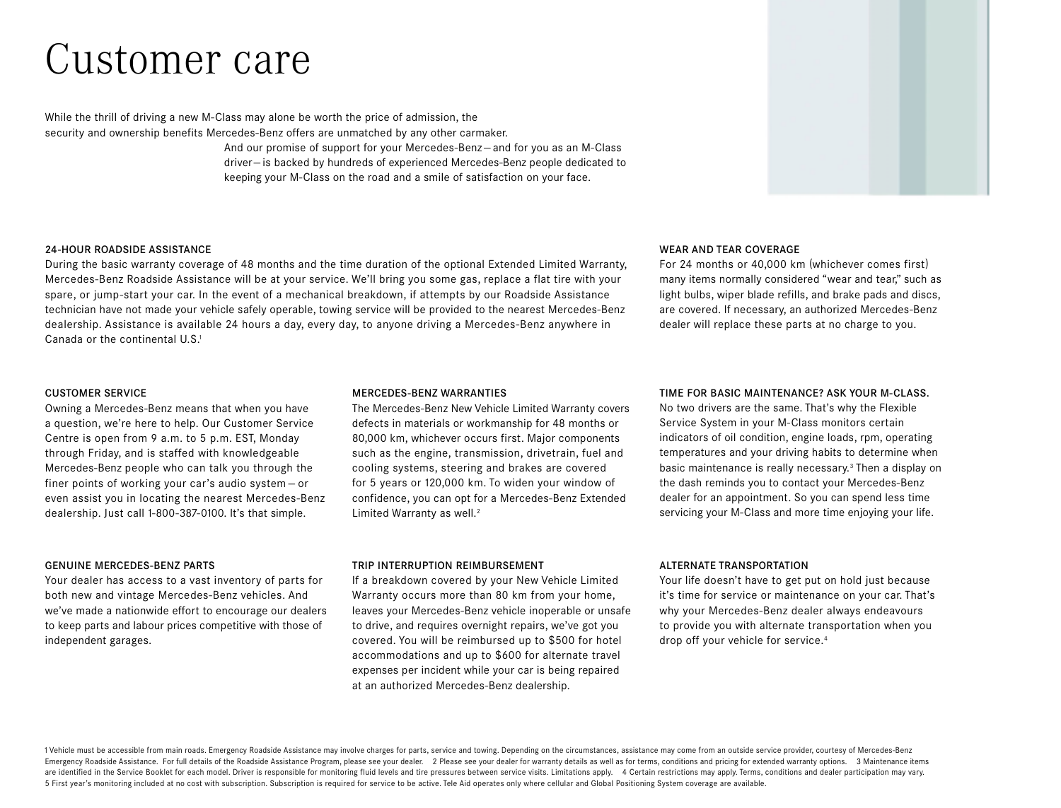# Customer care

While the thrill of driving a new M-Class may alone be worth the price of admission, the security and ownership benefits Mercedes-Benz offers are unmatched by any other carmaker. And our promise of support for your Mercedes-Benz – and for you as an M-Class driver – is backed by hundreds of experienced Mercedes-Benz people dedicated to keeping your M-Class on the road and a smile of satisfaction on your face.

### 24-HOUR ROADSIDE ASSISTANCE

During the basic warranty coverage of 48 months and the time duration of the optional Extended Limited Warranty, Mercedes-Benz Roadside Assistance will be at your service. We'll bring you some gas, replace a flat tire with your spare, or jump-start your car. In the event of a mechanical breakdown, if attempts by our Roadside Assistance technician have not made your vehicle safely operable, towing service will be provided to the nearest Mercedes-Benz dealership. Assistance is available 24 hours a day, every day, to anyone driving a Mercedes-Benz anywhere in Canada or the continental U.S.[1]

### WEAR AND TEAR COVERAGE

For 24 months or 40,000 km (whichever comes first) many items normally considered "wear and tear," such as light bulbs, wiper blade refills, and brake pads and discs, are covered. If necessary, an authorized Mercedes-Benz dealer will replace these parts at no charge to you.

### CUSTOMER SERVICE

Owning a Mercedes-Benz means that when you have a question, we're here to help. Our Customer Service Centre is open from 9 a.m. to 5 p.m. EST, Monday through Friday, and is staffed with knowledgeable Mercedes-Benz people who can talk you through the finer points of working your car's audio system – or even assist you in locating the nearest Mercedes-Benz dealership. Just call 1-800-387-0100. It's that simple.

### MERCEDES-BENZ WARRANTIES

The Mercedes-Benz New Vehicle Limited Warranty covers defects in materials or workmanship for 48 months or 80,000 km, whichever occurs first. Major components such as the engine, transmission, drivetrain, fuel and cooling systems, steering and brakes are covered for 5 years or 120,000 km. To widen your window of confidence, you can opt for a Mercedes-Benz Extended Limited Warranty as well.[2]

### TIME FOR BASIC MAINTENANCE? ASK YOUR M-CLASS.

No two drivers are the same. That's why the Flexible Service System in your M-Class monitors certain indicators of oil condition, engine loads, rpm, operating temperatures and your driving habits to determine when basic maintenance is really necessary.[3] Then a display on the dash reminds you to contact your Mercedes-Benz dealer for an appointment. So you can spend less time servicing your M-Class and more time enjoying your life.

### GENUINE MERCEDES-BENZ PARTS

Your dealer has access to a vast inventory of parts for both new and vintage Mercedes-Benz vehicles. And we've made a nationwide effort to encourage our dealers to keep parts and labour prices competitive with those of independent garages.

### TRIP INTERRUPTION REIMBURSEMENT

If a breakdown covered by your New Vehicle Limited Warranty occurs more than 80 km from your home, leaves your Mercedes-Benz vehicle inoperable or unsafe to drive, and requires overnight repairs, we've got you covered. You will be reimbursed up to $500 for hotel accommodations and up to $600 for alternate travel expenses per incident while your car is being repaired at an authorized Mercedes-Benz dealership.

### ALTERNATE TRANSPORTATION

Your life doesn't have to get put on hold just because it's time for service or maintenance on your car. That's why your Mercedes-Benz dealer always endeavours to provide you with alternate transportation when you drop off your vehicle for service.[4]

1 Vehicle must be accessible from main roads. Emergency Roadside Assistance may involve charges for parts, service and towing. Depending on the circumstances, assistance may come from an outside service provider, courtesy of Mercedes-Benz Emergency Roadside Assistance. For full details of the Roadside Assistance Program, please see your dealer. 2 Please see your dealer for warranty details as well as for terms, conditions and pricing for extended warranty options. 3 Maintenance items are identified in the Service Booklet for each model. Driver is responsible for monitoring fluid levels and tire pressures between service visits. Limitations apply. 4 Certain restrictions may apply. Terms, conditions and dealer participation may vary. 5 First year's monitoring included at no cost with subscription. Subscription is required for service to be active. Tele Aid operates only where cellular and Global Positioning System coverage are available.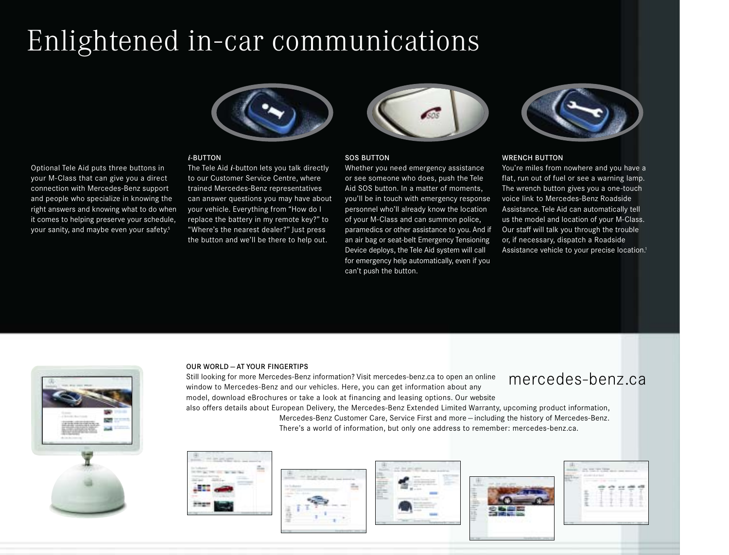# Enlightened in-car communications

Optional Tele Aid puts three buttons in your M-Class that can give you a direct connection with Mercedes-Benz support and people who specialize in knowing the right answers and knowing what to do when it comes to helping preserve your schedule, your sanity, and maybe even your safety.[5]

### *i*-BUTTON

The Tele Aid *i*-button lets you talk directly to our Customer Service Centre, where trained Mercedes-Benz representatives can answer questions you may have about your vehicle. Everything from "How do I replace the battery in my remote key?" to "Where's the nearest dealer?" Just press the button and we'll be there to help out.

### SOS BUTTON

Whether you need emergency assistance or see someone who does, push the Tele Aid SOS button. In a matter of moments, you'll be in touch with emergency response personnel who'll already know the location of your M-Class and can summon police, paramedics or other assistance to you. And if an air bag or seat-belt Emergency Tensioning Device deploys, the Tele Aid system will call for emergency help automatically, even if you can't push the button.

### WRENCH BUTTON

You're miles from nowhere and you have a flat, run out of fuel or see a warning lamp. The wrench button gives you a one-touch voice link to Mercedes-Benz Roadside Assistance. Tele Aid can automatically tell us the model and location of your M-Class. Our staff will talk you through the trouble or, if necessary, dispatch a Roadside Assistance vehicle to your precise location.[1]

### OUR WORLD — AT YOUR FINGERTIPS

Still looking for more Mercedes-Benz information? Visit mercedes-benz.ca to open an online window to Mercedes-Benz and our vehicles. Here, you can get information about any model, download eBrochures or take a look at financing and leasing options. Our website also offers details about European Delivery, the Mercedes-Benz Extended Limited Warranty, upcoming product information, Mercedes-Benz Customer Care, Service First and more — including the history of Mercedes-Benz. There's a world of information, but only one address to remember: mercedes-benz.ca.

mercedes-benz.ca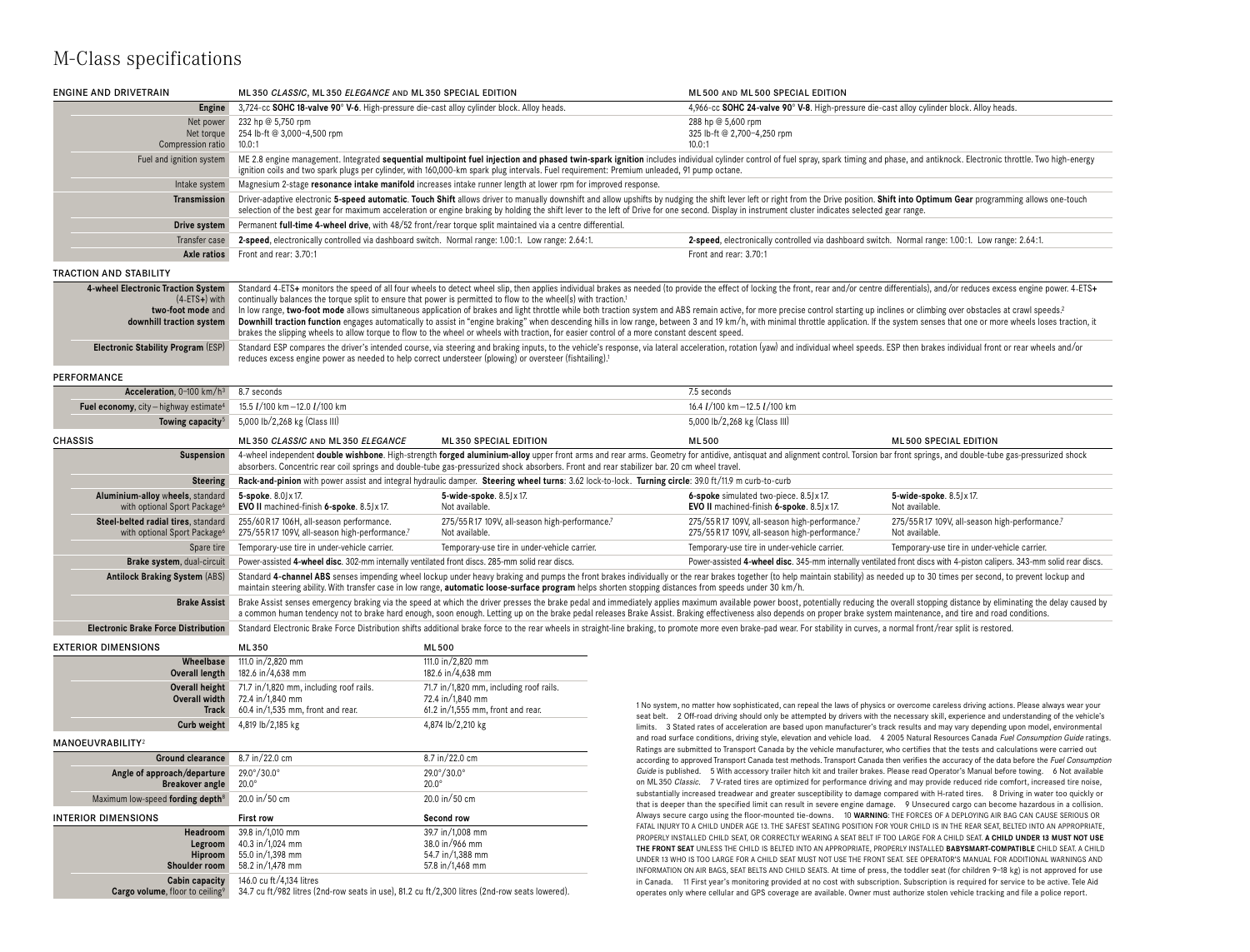# M-Class specifications

## ENGINE AND DRIVETRAIN

| | ML 350 *CLASSIC*, ML 350 *ELEGANCE* AND ML 350 SPECIAL EDITION | ML 500 AND ML 500 SPECIAL EDITION |
|---|---|---|
| **Engine** | 3,724-cc **SOHC 18-valve 90° V-6**. High-pressure die-cast alloy cylinder block. Alloy heads. | 4,966-cc **SOHC 24-valve 90° V-8**. High-pressure die-cast alloy cylinder block. Alloy heads. |
| Net power | 232 hp @ 5,750 rpm | 288 hp @ 5,600 rpm |
| Net torque | 254 lb-ft @ 3,000–4,500 rpm | 325 lb-ft @ 2,700–4,250 rpm |
| Compression ratio | 10.0:1 | 10.0:1 |
| Fuel and ignition system | ME 2.8 engine management. Integrated **sequential multipoint fuel injection and phased twin-spark ignition** includes individual cylinder control of fuel spray, spark timing and phase, and antiknock. Electronic throttle. Two high-energy ignition coils and two spark plugs per cylinder, with 160,000-km spark plug intervals. Fuel requirement: Premium unleaded, 91 pump octane. | |
| Intake system | Magnesium 2-stage **resonance intake manifold** increases intake runner length at lower rpm for improved response. | |
| **Transmission** | Driver-adaptive electronic **5-speed automatic**. **Touch Shift** allows driver to manually downshift and allow upshifts by nudging the shift lever left or right from the Drive position. **Shift into Optimum Gear** programming allows one-touch selection of the best gear for maximum acceleration or engine braking by holding the shift lever to the left of Drive for one second. Display in instrument cluster indicates selected gear range. | |
| **Drive system** | Permanent **full-time 4-wheel drive**, with 48/52 front/rear torque split maintained via a centre differential. | |
| Transfer case | **2-speed**, electronically controlled via dashboard switch. Normal range: 1.00:1. Low range: 2.64:1. | **2-speed**, electronically controlled via dashboard switch. Normal range: 1.00:1. Low range: 2.64:1. |
| **Axle ratios** | Front and rear: 3.70:1 | Front and rear: 3.70:1 |

## TRACTION AND STABILITY

| | |
|---|---|
| **4-wheel Electronic Traction System** (4-ETS+) with **two-foot mode** and **downhill traction system** | Standard 4-ETS+ monitors the speed of all four wheels to detect wheel slip, then applies individual brakes as needed (to provide the effect of locking the front, rear and/or centre differentials), and/or reduces excess engine power. 4-ETS+ continually balances the torque split to ensure that power is permitted to flow to the wheel(s) with traction.[1] In low range, **two-foot mode** allows simultaneous application of brakes and light throttle while both traction system and ABS remain active, for more precise control starting up inclines or climbing over obstacles at crawl speeds.[2] **Downhill traction function** engages automatically to assist in "engine braking" when descending hills in low range, between 3 and 19 km/h, with minimal throttle application. If the system senses that one or more wheels loses traction, it brakes the slipping wheels to allow torque to flow to the wheel or wheels with traction, for easier control of a more constant descent speed. |
| **Electronic Stability Program** (ESP) | Standard ESP compares the driver's intended course, via steering and braking inputs, to the vehicle's response, via lateral acceleration, rotation (yaw) and individual wheel speeds. ESP then brakes individual front or rear wheels and/or reduces excess engine power as needed to help correct understeer (plowing) or oversteer (fishtailing).[1] |

## PERFORMANCE

| | ML 350 | ML 500 |
|---|---|---|
| **Acceleration**, 0–100 km/h[3] | 8.7 seconds | 7.5 seconds |
| **Fuel economy**, city – highway estimate[4] | 15.5 ℓ/100 km – 12.0 ℓ/100 km | 16.4 ℓ/100 km – 12.5 ℓ/100 km |
| **Towing capacity**[5] | 5,000 lb/2,268 kg (Class III) | 5,000 lb/2,268 kg (Class III) |

## CHASSIS

| | ML 350 *CLASSIC* AND ML 350 *ELEGANCE* | ML 350 SPECIAL EDITION | ML 500 | ML 500 SPECIAL EDITION |
|---|---|---|---|---|
| **Suspension** | 4-wheel independent **double wishbone**. High-strength **forged aluminium-alloy** upper front arms and rear arms. Geometry for antidive, antisquat and alignment control. Torsion bar front springs, and double-tube gas-pressurized shock absorbers. Concentric rear coil springs and double-tube gas-pressurized shock absorbers. Front and rear stabilizer bar. 20 cm wheel travel. | | | |
| **Steering** | **Rack-and-pinion** with power assist and integral hydraulic damper. **Steering wheel turns**: 3.62 lock-to-lock. **Turning circle**: 39.0 ft/11.9 m curb-to-curb | | | |
| **Aluminium-alloy wheels**, standard with optional Sport Package[6] | **5-spoke**. 8.0J x 17. **EVO II** machined-finish **6-spoke**. 8.5J x 17. | **5-wide-spoke**. 8.5J x 17. Not available. | **6-spoke** simulated two-piece. 8.5J x 17. **EVO II** machined-finish **6-spoke**. 8.5J x 17. | **5-wide-spoke**. 8.5J x 17. Not available. |
| **Steel-belted radial tires**, standard with optional Sport Package[6] | 255/60 R 17 106H, all-season performance. 275/55 R 17 109V, all-season high-performance.[7] | 275/55 R 17 109V, all-season high-performance.[7] Not available. | 275/55 R 17 109V, all-season high-performance.[7] 275/55 R 17 109V, all-season high-performance.[7] | 275/55 R 17 109V, all-season high-performance.[7] Not available. |
| Spare tire | Temporary-use tire in under-vehicle carrier. | Temporary-use tire in under-vehicle carrier. | Temporary-use tire in under-vehicle carrier. | Temporary-use tire in under-vehicle carrier. |
| **Brake system**, dual-circuit | Power-assisted **4-wheel disc**. 302-mm internally ventilated front discs. 285-mm solid rear discs. | | Power-assisted **4-wheel disc**. 345-mm internally ventilated front discs with 4-piston calipers. 343-mm solid rear discs. | |
| **Antilock Braking System** (ABS) | Standard **4-channel ABS** senses impending wheel lockup under heavy braking and pumps the front brakes individually or the rear brakes together (to help maintain stability) as needed up to 30 times per second, to prevent lockup and maintain steering ability. With transfer case in low range, **automatic loose-surface program** helps shorten stopping distances from speeds under 30 km/h. | | | |
| **Brake Assist** | Brake Assist senses emergency braking via the speed at which the driver presses the brake pedal and immediately applies maximum available power boost, potentially reducing the overall stopping distance by eliminating the delay caused by a common human tendency not to brake hard enough, soon enough. Letting up on the brake pedal releases Brake Assist. Braking effectiveness also depends on proper brake system maintenance, and tire and road conditions. | | | |
| **Electronic Brake Force Distribution** | Standard Electronic Brake Force Distribution shifts additional brake force to the rear wheels in straight-line braking, to promote more even brake-pad wear. For stability in curves, a normal front/rear split is restored. | | | |

## EXTERIOR DIMENSIONS

| | ML 350 | ML 500 |
|---|---|---|
| **Wheelbase** | 111.0 in/2,820 mm | 111.0 in/2,820 mm |
| **Overall length** | 182.6 in/4,638 mm | 182.6 in/4,638 mm |
| **Overall height** | 71.7 in/1,820 mm, including roof rails. | 71.7 in/1,820 mm, including roof rails. |
| **Overall width** | 72.4 in/1,840 mm | 72.4 in/1,840 mm |
| **Track** | 60.4 in/1,535 mm, front and rear. | 61.2 in/1,555 mm, front and rear. |
| **Curb weight** | 4,819 lb/2,185 kg | 4,874 lb/2,210 kg |

## MANOEUVRABILITY[2]

| | | |
|---|---|---|
| **Ground clearance** | 8.7 in/22.0 cm | 8.7 in/22.0 cm |
| **Angle of approach/departure** | 29.0°/30.0° | 29.0°/30.0° |
| **Breakover angle** | 20.0° | 20.0° |
| Maximum low-speed **fording depth**[8] | 20.0 in/50 cm | 20.0 in/50 cm |

## INTERIOR DIMENSIONS

| | First row | Second row |
|---|---|---|
| **Headroom** | 39.8 in/1,010 mm | 39.7 in/1,008 mm |
| **Legroom** | 40.3 in/1,024 mm | 38.0 in/966 mm |
| **Hiproom** | 55.0 in/1,398 mm | 54.7 in/1,388 mm |
| **Shoulder room** | 58.2 in/1,478 mm | 57.8 in/1,468 mm |
| **Cabin capacity** | 146.0 cu ft/4,134 litres | |
| **Cargo volume**, floor to ceiling[9] | 34.7 cu ft/982 litres (2nd-row seats in use), 81.2 cu ft/2,300 litres (2nd-row seats lowered). | |

1 No system, no matter how sophisticated, can repeal the laws of physics or overcome careless driving actions. Please always wear your seat belt. 2 Off-road driving should only be attempted by drivers with the necessary skill, experience and understanding of the vehicle's limits. 3 Stated rates of acceleration are based upon manufacturer's track results and may vary depending upon model, environmental and road surface conditions, driving style, elevation and vehicle load. 4 2005 Natural Resources Canada *Fuel Consumption Guide* ratings. Ratings are submitted to Transport Canada by the vehicle manufacturer, who certifies that the tests and calculations were carried out according to approved Transport Canada test methods. Transport Canada then verifies the accuracy of the data before the *Fuel Consumption Guide* is published. 5 With accessory trailer hitch kit and trailer brakes. Please read Operator's Manual before towing. 6 Not available on ML 350 *Classic*. 7 V-rated tires are optimized for performance driving and may provide reduced ride comfort, increased tire noise, substantially increased treadwear and greater susceptibility to damage compared with H-rated tires. 8 Driving in water too quickly or that is deeper than the specified limit can result in severe engine damage. 9 Unsecured cargo can become hazardous in a collision. Always secure cargo using the floor-mounted tie-downs. 10 **WARNING**: THE FORCES OF A DEPLOYING AIR BAG CAN CAUSE SERIOUS OR FATAL INJURY TO A CHILD UNDER AGE 13. THE SAFEST SEATING POSITION FOR YOUR CHILD IS IN THE REAR SEAT, BELTED INTO AN APPROPRIATE, PROPERLY INSTALLED CHILD SEAT, OR CORRECTLY WEARING A SEAT BELT IF TOO LARGE FOR A CHILD SEAT. **A CHILD UNDER 13 MUST NOT USE THE FRONT SEAT** UNLESS THE CHILD IS BELTED INTO AN APPROPRIATE, PROPERLY INSTALLED **BABYSMART-COMPATIBLE** CHILD SEAT. A CHILD UNDER 13 WHO IS TOO LARGE FOR A CHILD SEAT MUST NOT USE THE FRONT SEAT. SEE OPERATOR'S MANUAL FOR ADDITIONAL WARNINGS AND INFORMATION ON AIR BAGS, SEAT BELTS AND CHILD SEATS. At time of press, the toddler seat (for children 9–18 kg) is not approved for use in Canada. 11 First year's monitoring provided at no cost with subscription. Subscription is required for service to be active. Tele Aid operates only where cellular and GPS coverage are available. Owner must authorize stolen vehicle tracking and file a police report.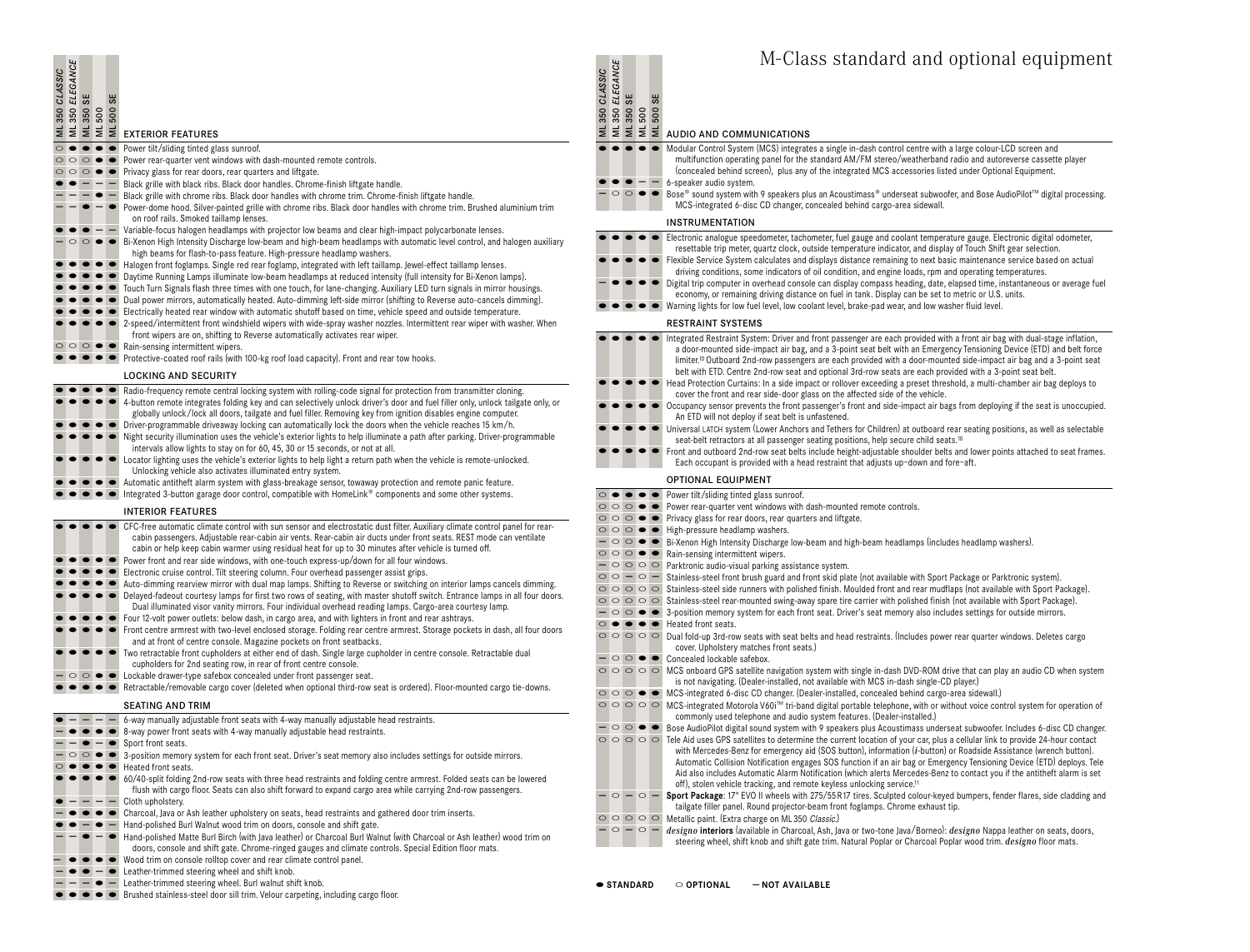# M-Class standard and optional equipment

### EXTERIOR FEATURES

| ML 350 *CLASSIC* | ML 350 *ELEGANCE* | ML 350 SE | ML 500 | ML 500 SE | EXTERIOR FEATURES |
|---|---|---|---|---|---|
| ○ | ● | ● | ● | ● | Power tilt/sliding tinted glass sunroof. |
| ○ | ○ | ○ | ● | ● | Power rear-quarter vent windows with dash-mounted remote controls. |
| ○ | ○ | ○ | ● | ● | Privacy glass for rear doors, rear quarters and liftgate. |
| ● | ● | – | – | – | Black grille with black ribs. Black door handles. Chrome-finish liftgate handle. |
| – | – | – | ● | – | Black grille with chrome ribs. Black door handles with chrome trim. Chrome-finish liftgate handle. |
| – | – | ● | – | ● | Power-dome hood. Silver-painted grille with chrome ribs. Black door handles with chrome trim. Brushed aluminium trim on roof rails. Smoked taillamp lenses. |
| ● | ● | ● | – | – | Variable-focus halogen headlamps with projector low beams and clear high-impact polycarbonate lenses. |
| – | ○ | ○ | ● | ● | Bi-Xenon High Intensity Discharge low-beam and high-beam headlamps with automatic level control, and halogen auxiliary high beams for flash-to-pass feature. High-pressure headlamp washers. |
| ● | ● | ● | ● | ● | Halogen front foglamps. Single red rear foglamp, integrated with left taillamp. Jewel-effect taillamp lenses. |
| ● | ● | ● | ● | ● | Daytime Running Lamps illuminate low-beam headlamps at reduced intensity (full intensity for Bi-Xenon lamps). |
| ● | ● | ● | ● | ● | Touch Turn Signals flash three times with one touch, for lane-changing. Auxiliary LED turn signals in mirror housings. |
| ● | ● | ● | ● | ● | Dual power mirrors, automatically heated. Auto-dimming left-side mirror (shifting to Reverse auto-cancels dimming). |
| ● | ● | ● | ● | ● | Electrically heated rear window with automatic shutoff based on time, vehicle speed and outside temperature. |
| ● | ● | ● | ● | ● | 2-speed/intermittent front windshield wipers with wide-spray washer nozzles. Intermittent rear wiper with washer. When front wipers are on, shifting to Reverse automatically activates rear wiper. |
| ○ | ○ | ○ | ● | ● | Rain-sensing intermittent wipers. |
| ● | ● | ● | ● | ● | Protective-coated roof rails (with 100-kg roof load capacity). Front and rear tow hooks. |

### LOCKING AND SECURITY

| ML 350 *CLASSIC* | ML 350 *ELEGANCE* | ML 350 SE | ML 500 | ML 500 SE | LOCKING AND SECURITY |
|---|---|---|---|---|---|
| ● | ● | ● | ● | ● | Radio-frequency remote central locking system with rolling-code signal for protection from transmitter cloning. |
| ● | ● | ● | ● | ● | 4-button remote integrates folding key and can selectively unlock driver's door and fuel filler only, unlock tailgate only, or globally unlock/lock all doors, tailgate and fuel filler. Removing key from ignition disables engine computer. |
| ● | ● | ● | ● | ● | Driver-programmable driveaway locking can automatically lock the doors when the vehicle reaches 15 km/h. |
| ● | ● | ● | ● | ● | Night security illumination uses the vehicle's exterior lights to help illuminate a path after parking. Driver-programmable intervals allow lights to stay on for 60, 45, 30 or 15 seconds, or not at all. |
| ● | ● | ● | ● | ● | Locator lighting uses the vehicle's exterior lights to help light a return path when the vehicle is remote-unlocked. Unlocking vehicle also activates illuminated entry system. |
| ● | ● | ● | ● | ● | Automatic antitheft alarm system with glass-breakage sensor, towaway protection and remote panic feature. |
| ● | ● | ● | ● | ● | Integrated 3-button garage door control, compatible with HomeLink® components and some other systems. |

### INTERIOR FEATURES

| ML 350 *CLASSIC* | ML 350 *ELEGANCE* | ML 350 SE | ML 500 | ML 500 SE | INTERIOR FEATURES |
|---|---|---|---|---|---|
| ● | ● | ● | ● | ● | CFC-free automatic climate control with sun sensor and electrostatic dust filter. Auxiliary climate control panel for rear-cabin passengers. Adjustable rear-cabin air vents. Rear-cabin air ducts under front seats. REST mode can ventilate cabin or help keep cabin warmer using residual heat for up to 30 minutes after vehicle is turned off. |
| ● | ● | ● | ● | ● | Power front and rear side windows, with one-touch express-up/down for all four windows. |
| ● | ● | ● | ● | ● | Electronic cruise control. Tilt steering column. Four overhead passenger assist grips. |
| ● | ● | ● | ● | ● | Auto-dimming rearview mirror with dual map lamps. Shifting to Reverse or switching on interior lamps cancels dimming. |
| ● | ● | ● | ● | ● | Delayed-fadeout courtesy lamps for first two rows of seating, with master shutoff switch. Entrance lamps in all four doors. Dual illuminated visor vanity mirrors. Four individual overhead reading lamps. Cargo-area courtesy lamp. |
| ● | ● | ● | ● | ● | Four 12-volt power outlets: below dash, in cargo area, and with lighters in front and rear ashtrays. |
| ● | ● | ● | ● | ● | Front centre armrest with two-level enclosed storage. Folding rear centre armrest. Storage pockets in dash, all four doors and at front of centre console. Magazine pockets on front seatbacks. |
| ● | ● | ● | ● | ● | Two retractable front cupholders at either end of dash. Single large cupholder in centre console. Retractable dual cupholders for 2nd seating row, in rear of front centre console. |
| – | ○ | ○ | ● | ● | Lockable drawer-type safebox concealed under front passenger seat. |
| ● | ● | ● | ● | ● | Retractable/removable cargo cover (deleted when optional third-row seat is ordered). Floor-mounted cargo tie-downs. |

### SEATING AND TRIM

| ML 350 *CLASSIC* | ML 350 *ELEGANCE* | ML 350 SE | ML 500 | ML 500 SE | SEATING AND TRIM |
|---|---|---|---|---|---|
| ● | – | – | – | – | 6-way manually adjustable front seats with 4-way manually adjustable head restraints. |
| – | ● | ● | ● | ● | 8-way power front seats with 4-way manually adjustable head restraints. |
| – | – | ● | – | ● | Sport front seats. |
| – | ○ | ○ | ● | ● | 3-position memory system for each front seat. Driver's seat memory also includes settings for outside mirrors. |
| ○ | ● | ● | ● | ● | Heated front seats. |
| ● | ● | ● | ● | ● | 60/40-split folding 2nd-row seats with three head restraints and folding centre armrest. Folded seats can be lowered flush with cargo floor. Seats can also shift forward to expand cargo area while carrying 2nd-row passengers. |
| ● | – | – | – | – | Cloth upholstery. |
| – | ● | ● | ● | ● | Charcoal, Java or Ash leather upholstery on seats, head restraints and gathered door trim inserts. |
| ● | ● | – | ● | – | Hand-polished Burl Walnut wood trim on doors, console and shift gate. |
| – | – | ● | – | ● | Hand-polished Matte Burl Birch (with Java leather) or Charcoal Burl Walnut (with Charcoal or Ash leather) wood trim on doors, console and shift gate. Chrome-ringed gauges and climate controls. Special Edition floor mats. |
| – | ● | ● | ● | ● | Wood trim on console rolltop cover and rear climate control panel. |
| – | ● | ● | – | ● | Leather-trimmed steering wheel and shift knob. |
| – | – | – | ● | – | Leather-trimmed steering wheel. Burl walnut shift knob. |
| ● | ● | ● | ● | ● | Brushed stainless-steel door sill trim. Velour carpeting, including cargo floor. |

### AUDIO AND COMMUNICATIONS

| ML 350 *CLASSIC* | ML 350 *ELEGANCE* | ML 350 SE | ML 500 | ML 500 SE | AUDIO AND COMMUNICATIONS |
|---|---|---|---|---|---|
| ● | ● | ● | ● | ● | Modular Control System (MCS) integrates a single in-dash control centre with a large colour-LCD screen and multifunction operating panel for the standard AM/FM stereo/weatherband radio and autoreverse cassette player (concealed behind screen), plus any of the integrated MCS accessories listed under Optional Equipment. |
| ● | ● | ● | – | – | 6-speaker audio system. |
| – | ○ | ○ | ● | ● | Bose® sound system with 9 speakers plus an Acoustimass® underseat subwoofer, and Bose AudioPilot™ digital processing. MCS-integrated 6-disc CD changer, concealed behind cargo-area sidewall. |

### INSTRUMENTATION

| ML 350 *CLASSIC* | ML 350 *ELEGANCE* | ML 350 SE | ML 500 | ML 500 SE | INSTRUMENTATION |
|---|---|---|---|---|---|
| ● | ● | ● | ● | ● | Electronic analogue speedometer, tachometer, fuel gauge and coolant temperature gauge. Electronic digital odometer, resettable trip meter, quartz clock, outside temperature indicator, and display of Touch Shift gear selection. |
| ● | ● | ● | ● | ● | Flexible Service System calculates and displays distance remaining to next basic maintenance service based on actual driving conditions, some indicators of oil condition, and engine loads, rpm and operating temperatures. |
| – | ● | ● | ● | ● | Digital trip computer in overhead console can display compass heading, date, elapsed time, instantaneous or average fuel economy, or remaining driving distance on fuel in tank. Display can be set to metric or U.S. units. |
| ● | ● | ● | ● | ● | Warning lights for low fuel level, low coolant level, brake-pad wear, and low washer fluid level. |

### RESTRAINT SYSTEMS

| ML 350 *CLASSIC* | ML 350 *ELEGANCE* | ML 350 SE | ML 500 | ML 500 SE | RESTRAINT SYSTEMS |
|---|---|---|---|---|---|
| ● | ● | ● | ● | ● | Integrated Restraint System: Driver and front passenger are each provided with a front air bag with dual-stage inflation, a door-mounted side-impact air bag, and a 3-point seat belt with an Emergency Tensioning Device (ETD) and belt force limiter.[10] Outboard 2nd-row passengers are each provided with a door-mounted side-impact air bag and a 3-point seat belt with ETD. Centre 2nd-row seat and optional 3rd-row seats are each provided with a 3-point seat belt. |
| ● | ● | ● | ● | ● | Head Protection Curtains: In a side impact or rollover exceeding a preset threshold, a multi-chamber air bag deploys to cover the front and rear side-door glass on the affected side of the vehicle. |
| ● | ● | ● | ● | ● | Occupancy sensor prevents the front passenger's front and side-impact air bags from deploying if the seat is unoccupied. An ETD will not deploy if seat belt is unfastened. |
| ● | ● | ● | ● | ● | Universal LATCH system (Lower Anchors and Tethers for Children) at outboard rear seating positions, as well as selectable seat-belt retractors at all passenger seating positions, help secure child seats.[10] |
| ● | ● | ● | ● | ● | Front and outboard 2nd-row seat belts include height-adjustable shoulder belts and lower points attached to seat frames. Each occupant is provided with a head restraint that adjusts up–down and fore–aft. |

### OPTIONAL EQUIPMENT

| ML 350 *CLASSIC* | ML 350 *ELEGANCE* | ML 350 SE | ML 500 | ML 500 SE | OPTIONAL EQUIPMENT |
|---|---|---|---|---|---|
| ○ | ● | ● | ● | ● | Power tilt/sliding tinted glass sunroof. |
| ○ | ○ | ○ | ● | ● | Power rear-quarter vent windows with dash-mounted remote controls. |
| ○ | ○ | ○ | ● | ● | Privacy glass for rear doors, rear quarters and liftgate. |
| ○ | ○ | ○ | ● | ● | High-pressure headlamp washers. |
| – | ○ | ○ | ● | ● | Bi-Xenon High Intensity Discharge low-beam and high-beam headlamps (includes headlamp washers). |
| ○ | ○ | ○ | ● | ● | Rain-sensing intermittent wipers. |
| – | ○ | ○ | ○ | ○ | Parktronic audio-visual parking assistance system. |
| ○ | ○ | – | ○ | – | Stainless-steel front brush guard and front skid plate (not available with Sport Package or Parktronic system). |
| ○ | ○ | ○ | ○ | ○ | Stainless-steel side runners with polished finish. Moulded front and rear mudflaps (not available with Sport Package). |
| ○ | ○ | ○ | ○ | ○ | Stainless-steel rear-mounted swing-away spare tire carrier with polished finish (not available with Sport Package). |
| – | ○ | ○ | ● | ● | 3-position memory system for each front seat. Driver's seat memory also includes settings for outside mirrors. |
| ○ | ● | ● | ● | ● | Heated front seats. |
| ○ | ○ | ○ | ○ | ○ | Dual fold-up 3rd-row seats with seat belts and head restraints. (Includes power rear quarter windows. Deletes cargo cover. Upholstery matches front seats.) |
| – | ○ | ○ | ● | ● | Concealed lockable safebox. |
| ○ | ○ | ○ | ○ | ○ | MCS onboard GPS satellite navigation system with single in-dash DVD-ROM drive that can play an audio CD when system is not navigating. (Dealer-installed, not available with MCS in-dash single-CD player.) |
| ○ | ○ | ○ | ● | ● | MCS-integrated 6-disc CD changer. (Dealer-installed, concealed behind cargo-area sidewall.) |
| ○ | ○ | ○ | ○ | ○ | MCS-integrated Motorola V60i™ tri-band digital portable telephone, with or without voice control system for operation of commonly used telephone and audio system features. (Dealer-installed.) |
| – | ○ | ○ | ● | ● | Bose AudioPilot digital sound system with 9 speakers plus Acoustimass underseat subwoofer. Includes 6-disc CD changer. |
| ○ | ○ | ○ | ○ | ○ | Tele Aid uses GPS satellites to determine the current location of your car, plus a cellular link to provide 24-hour contact with Mercedes-Benz for emergency aid (SOS button), information (*i*-button) or Roadside Assistance (wrench button). Automatic Collision Notification engages SOS function if an air bag or Emergency Tensioning Device (ETD) deploys. Tele Aid also includes Automatic Alarm Notification (which alerts Mercedes-Benz to contact you if the antitheft alarm is set off), stolen vehicle tracking, and remote keyless unlocking service.[11] |
| – | ○ | – | ○ | – | **Sport Package**: 17" EVO II wheels with 275/55R17 tires. Sculpted colour-keyed bumpers, fender flares, side cladding and tailgate filler panel. Round projector-beam front foglamps. Chrome exhaust tip. |
| ○ | ○ | ○ | ○ | ○ | Metallic paint. (Extra charge on ML 350 *Classic*.) |
| – | ○ | – | ○ | – | ***designo* interiors** (available in Charcoal, Ash, Java or two-tone Java/Borneo): ***designo*** Nappa leather on seats, doors, steering wheel, shift knob and shift gate trim. Natural Poplar or Charcoal Poplar wood trim. ***designo*** floor mats. |

● **STANDARD** ○ **OPTIONAL** – **NOT AVAILABLE**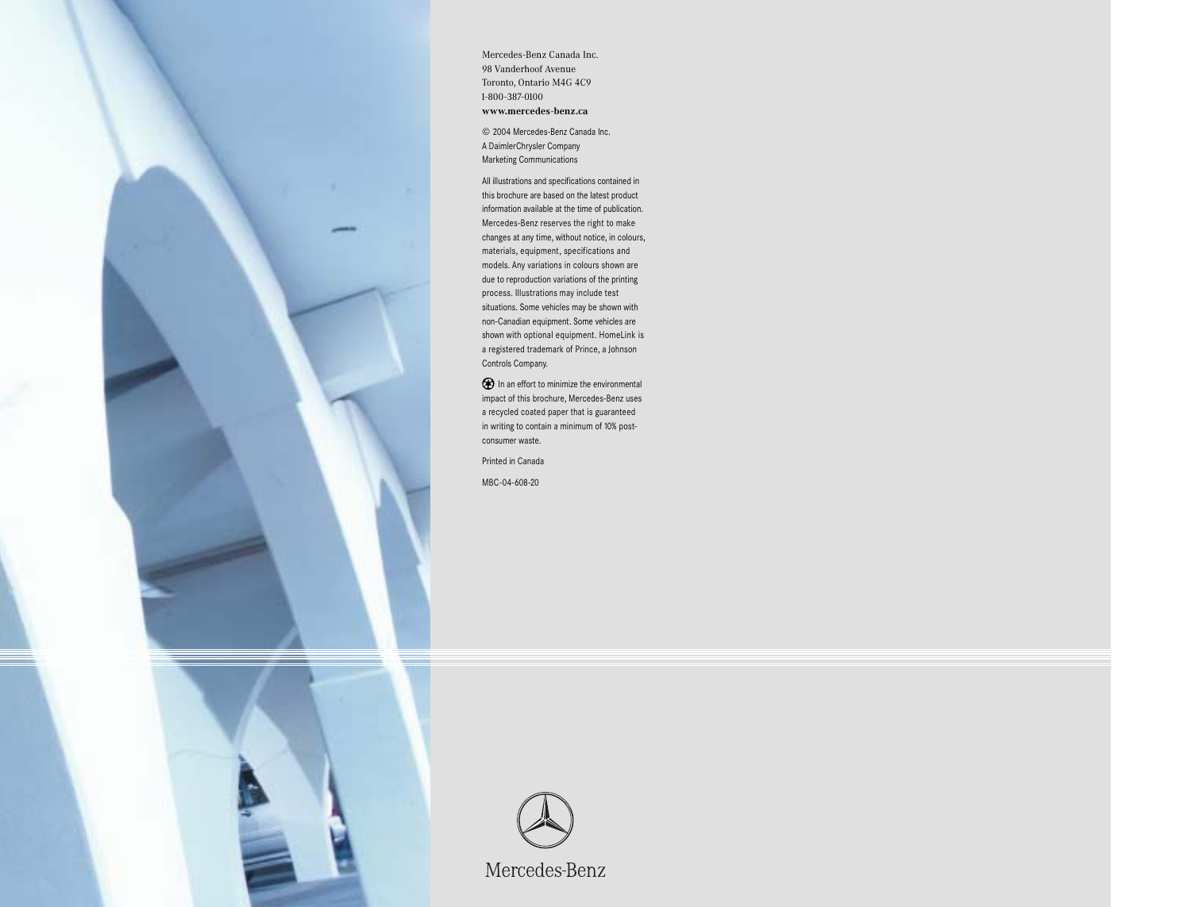Mercedes-Benz Canada Inc.
98 Vanderhoof Avenue
Toronto, Ontario M4G 4C9
1-800-387-0100
**www.mercedes-benz.ca**

© 2004 Mercedes-Benz Canada Inc.
A DaimlerChrysler Company
Marketing Communications

All illustrations and specifications contained in this brochure are based on the latest product information available at the time of publication. Mercedes-Benz reserves the right to make changes at any time, without notice, in colours, materials, equipment, specifications and models. Any variations in colours shown are due to reproduction variations of the printing process. Illustrations may include test situations. Some vehicles may be shown with non-Canadian equipment. Some vehicles are shown with optional equipment. HomeLink is a registered trademark of Prince, a Johnson Controls Company.

In an effort to minimize the environmental impact of this brochure, Mercedes-Benz uses a recycled coated paper that is guaranteed in writing to contain a minimum of 10% post-consumer waste.

Printed in Canada

MBC-04-608-20

Mercedes-Benz